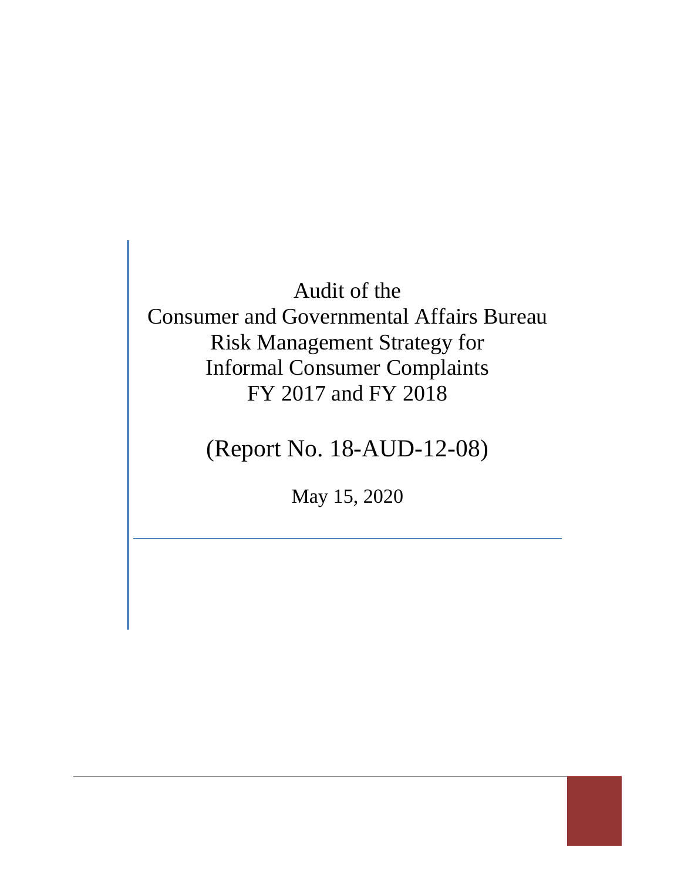# Audit of the Consumer and Governmental Affairs Bureau Risk Management Strategy for Informal Consumer Complaints FY 2017 and FY 2018

(Report No. 18-AUD-12-08)

May 15, 2020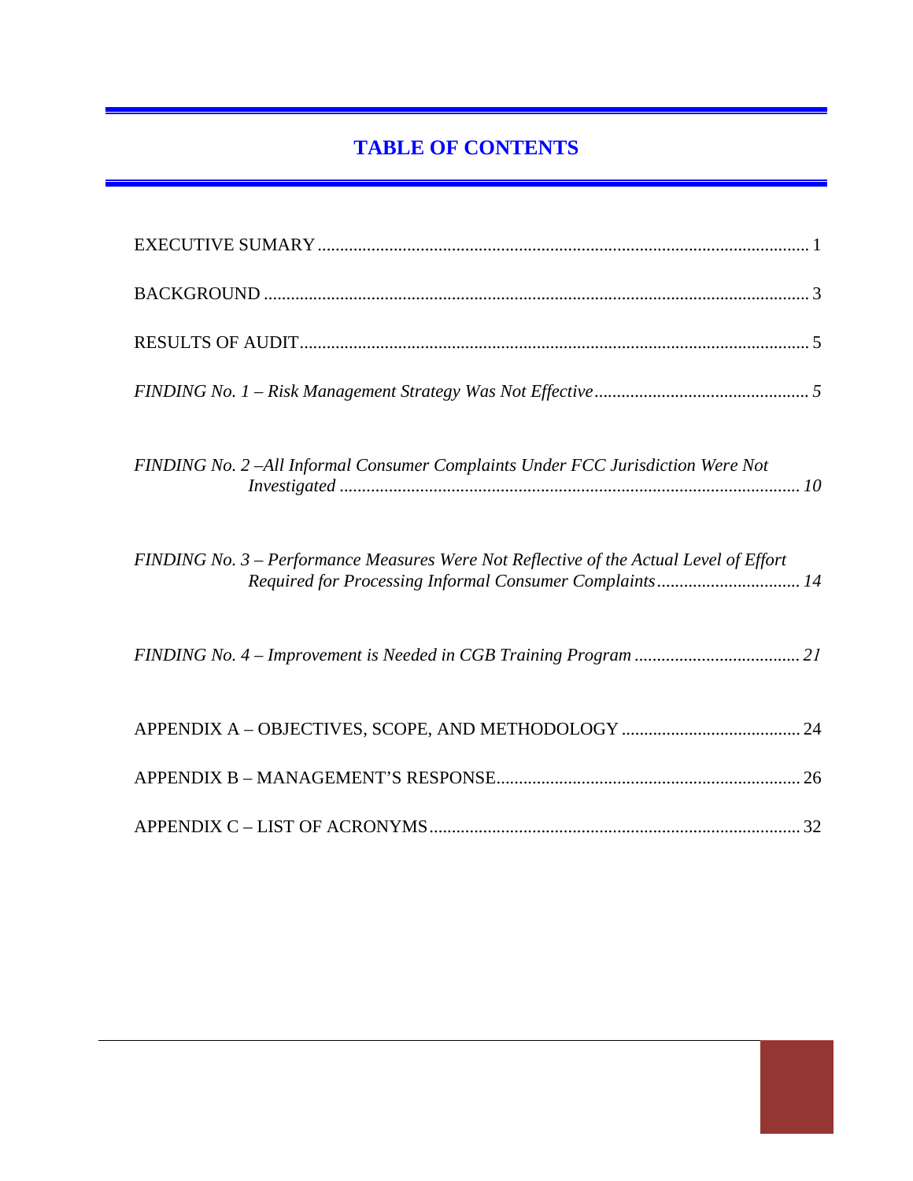# TABLE OF CONTENTS

EXECUTIVE SUMARY ............................................................................................................ 1

BACKGROUND ........................................................................................................................ 3

RESULTS OF AUDIT................................................................................................................ 5

*FINDING No. 1 – Risk Management Strategy Was Not Effective ................................................ 5*

*FINDING No. 2 –All Informal Consumer Complaints Under FCC Jurisdiction Were Not Investigated ...................................................................................................... 10*

*FINDING No. 3 – Performance Measures Were Not Reflective of the Actual Level of Effort Required for Processing Informal Consumer Complaints ................................ 14*

*FINDING No. 4 – Improvement is Needed in CGB Training Program ..................................... 21*

APPENDIX A – OBJECTIVES, SCOPE, AND METHODOLOGY ........................................ 24

APPENDIX B – MANAGEMENT'S RESPONSE..................................................................... 26

APPENDIX C – LIST OF ACRONYMS .................................................................................. 32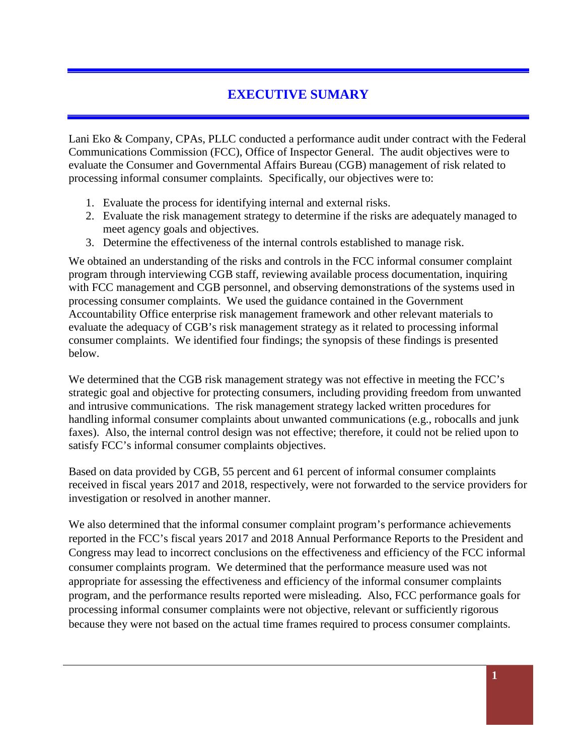# EXECUTIVE SUMARY

Lani Eko & Company, CPAs, PLLC conducted a performance audit under contract with the Federal Communications Commission (FCC), Office of Inspector General. The audit objectives were to evaluate the Consumer and Governmental Affairs Bureau (CGB) management of risk related to processing informal consumer complaints. Specifically, our objectives were to:

1. Evaluate the process for identifying internal and external risks.
2. Evaluate the risk management strategy to determine if the risks are adequately managed to meet agency goals and objectives.
3. Determine the effectiveness of the internal controls established to manage risk.

We obtained an understanding of the risks and controls in the FCC informal consumer complaint program through interviewing CGB staff, reviewing available process documentation, inquiring with FCC management and CGB personnel, and observing demonstrations of the systems used in processing consumer complaints. We used the guidance contained in the Government Accountability Office enterprise risk management framework and other relevant materials to evaluate the adequacy of CGB's risk management strategy as it related to processing informal consumer complaints. We identified four findings; the synopsis of these findings is presented below.

We determined that the CGB risk management strategy was not effective in meeting the FCC's strategic goal and objective for protecting consumers, including providing freedom from unwanted and intrusive communications. The risk management strategy lacked written procedures for handling informal consumer complaints about unwanted communications (e.g., robocalls and junk faxes). Also, the internal control design was not effective; therefore, it could not be relied upon to satisfy FCC's informal consumer complaints objectives.

Based on data provided by CGB, 55 percent and 61 percent of informal consumer complaints received in fiscal years 2017 and 2018, respectively, were not forwarded to the service providers for investigation or resolved in another manner.

We also determined that the informal consumer complaint program's performance achievements reported in the FCC's fiscal years 2017 and 2018 Annual Performance Reports to the President and Congress may lead to incorrect conclusions on the effectiveness and efficiency of the FCC informal consumer complaints program. We determined that the performance measure used was not appropriate for assessing the effectiveness and efficiency of the informal consumer complaints program, and the performance results reported were misleading. Also, FCC performance goals for processing informal consumer complaints were not objective, relevant or sufficiently rigorous because they were not based on the actual time frames required to process consumer complaints.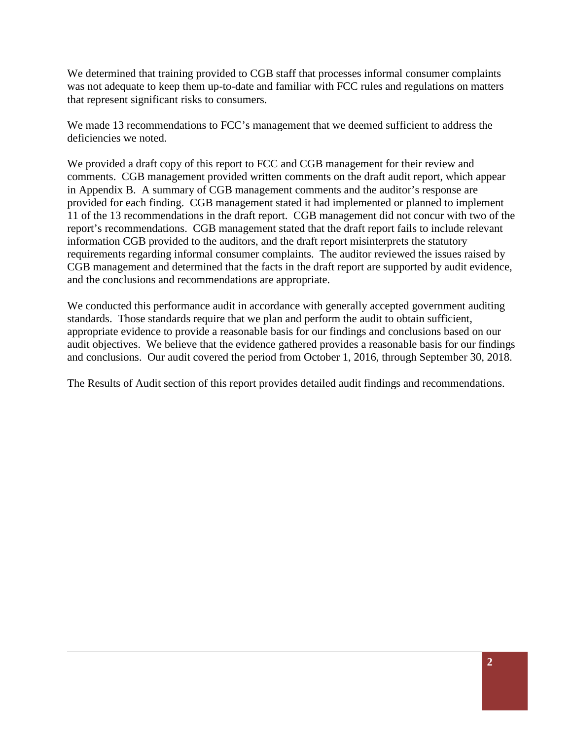We determined that training provided to CGB staff that processes informal consumer complaints was not adequate to keep them up-to-date and familiar with FCC rules and regulations on matters that represent significant risks to consumers.

We made 13 recommendations to FCC's management that we deemed sufficient to address the deficiencies we noted.

We provided a draft copy of this report to FCC and CGB management for their review and comments. CGB management provided written comments on the draft audit report, which appear in Appendix B. A summary of CGB management comments and the auditor's response are provided for each finding. CGB management stated it had implemented or planned to implement 11 of the 13 recommendations in the draft report. CGB management did not concur with two of the report's recommendations. CGB management stated that the draft report fails to include relevant information CGB provided to the auditors, and the draft report misinterprets the statutory requirements regarding informal consumer complaints. The auditor reviewed the issues raised by CGB management and determined that the facts in the draft report are supported by audit evidence, and the conclusions and recommendations are appropriate.

We conducted this performance audit in accordance with generally accepted government auditing standards. Those standards require that we plan and perform the audit to obtain sufficient, appropriate evidence to provide a reasonable basis for our findings and conclusions based on our audit objectives. We believe that the evidence gathered provides a reasonable basis for our findings and conclusions. Our audit covered the period from October 1, 2016, through September 30, 2018.

The Results of Audit section of this report provides detailed audit findings and recommendations.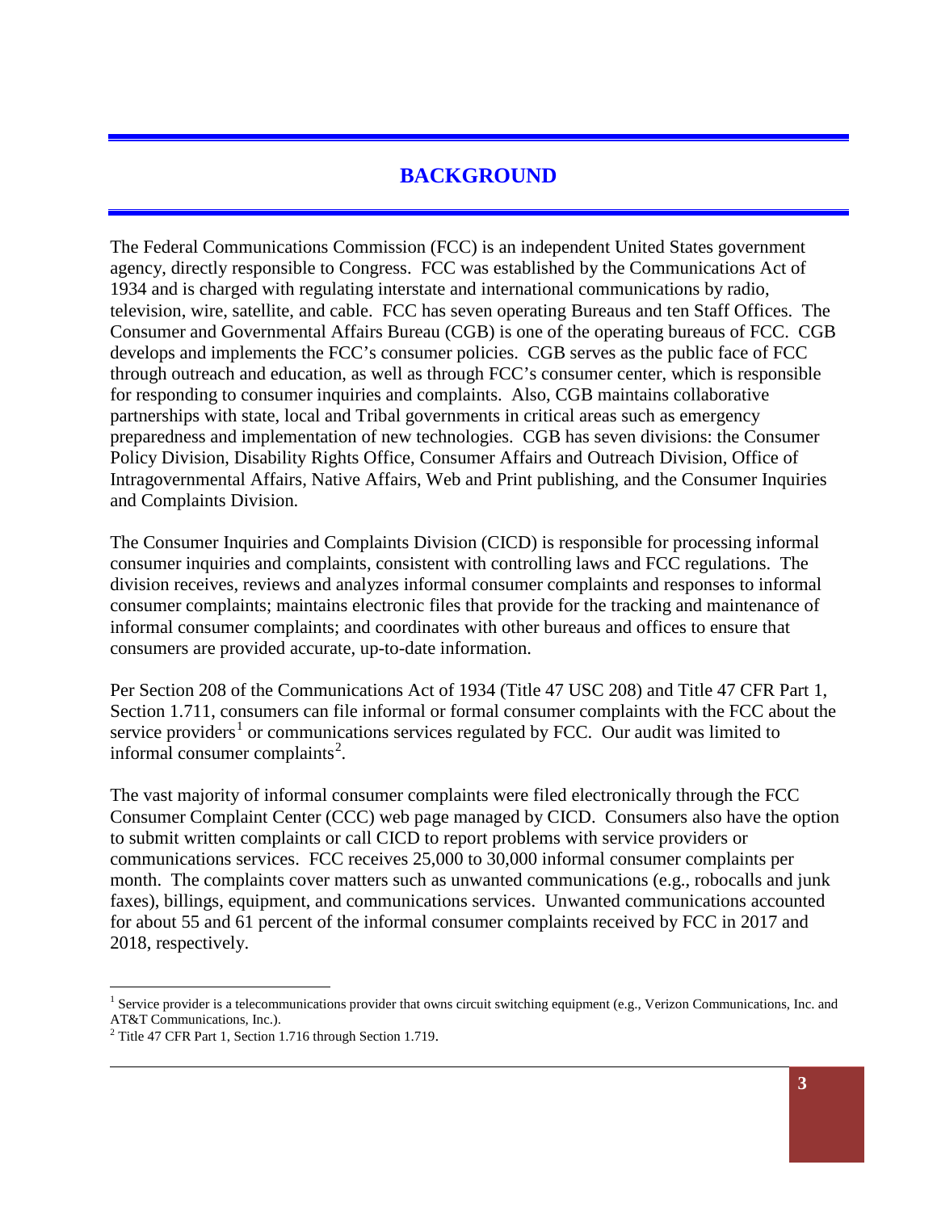# BACKGROUND

The Federal Communications Commission (FCC) is an independent United States government agency, directly responsible to Congress. FCC was established by the Communications Act of 1934 and is charged with regulating interstate and international communications by radio, television, wire, satellite, and cable. FCC has seven operating Bureaus and ten Staff Offices. The Consumer and Governmental Affairs Bureau (CGB) is one of the operating bureaus of FCC. CGB develops and implements the FCC's consumer policies. CGB serves as the public face of FCC through outreach and education, as well as through FCC's consumer center, which is responsible for responding to consumer inquiries and complaints. Also, CGB maintains collaborative partnerships with state, local and Tribal governments in critical areas such as emergency preparedness and implementation of new technologies. CGB has seven divisions: the Consumer Policy Division, Disability Rights Office, Consumer Affairs and Outreach Division, Office of Intragovernmental Affairs, Native Affairs, Web and Print publishing, and the Consumer Inquiries and Complaints Division.

The Consumer Inquiries and Complaints Division (CICD) is responsible for processing informal consumer inquiries and complaints, consistent with controlling laws and FCC regulations. The division receives, reviews and analyzes informal consumer complaints and responses to informal consumer complaints; maintains electronic files that provide for the tracking and maintenance of informal consumer complaints; and coordinates with other bureaus and offices to ensure that consumers are provided accurate, up-to-date information.

Per Section 208 of the Communications Act of 1934 (Title 47 USC 208) and Title 47 CFR Part 1, Section 1.711, consumers can file informal or formal consumer complaints with the FCC about the service providers[1] or communications services regulated by FCC. Our audit was limited to informal consumer complaints[2].

The vast majority of informal consumer complaints were filed electronically through the FCC Consumer Complaint Center (CCC) web page managed by CICD. Consumers also have the option to submit written complaints or call CICD to report problems with service providers or communications services. FCC receives 25,000 to 30,000 informal consumer complaints per month. The complaints cover matters such as unwanted communications (e.g., robocalls and junk faxes), billings, equipment, and communications services. Unwanted communications accounted for about 55 and 61 percent of the informal consumer complaints received by FCC in 2017 and 2018, respectively.

---

[1] Service provider is a telecommunications provider that owns circuit switching equipment (e.g., Verizon Communications, Inc. and AT&T Communications, Inc.).

[2] Title 47 CFR Part 1, Section 1.716 through Section 1.719.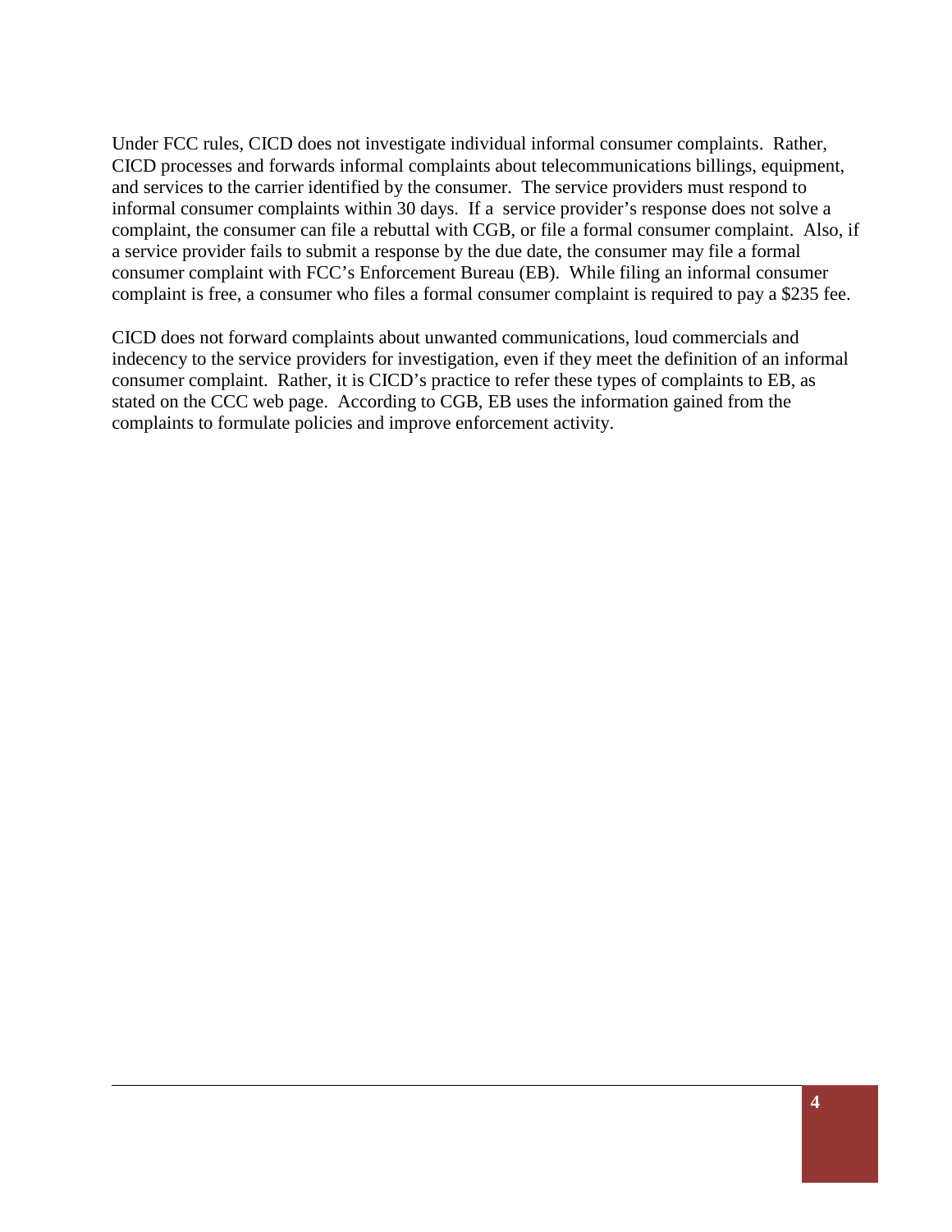Under FCC rules, CICD does not investigate individual informal consumer complaints. Rather, CICD processes and forwards informal complaints about telecommunications billings, equipment, and services to the carrier identified by the consumer. The service providers must respond to informal consumer complaints within 30 days. If a service provider's response does not solve a complaint, the consumer can file a rebuttal with CGB, or file a formal consumer complaint. Also, if a service provider fails to submit a response by the due date, the consumer may file a formal consumer complaint with FCC's Enforcement Bureau (EB). While filing an informal consumer complaint is free, a consumer who files a formal consumer complaint is required to pay a $235 fee.

CICD does not forward complaints about unwanted communications, loud commercials and indecency to the service providers for investigation, even if they meet the definition of an informal consumer complaint. Rather, it is CICD's practice to refer these types of complaints to EB, as stated on the CCC web page. According to CGB, EB uses the information gained from the complaints to formulate policies and improve enforcement activity.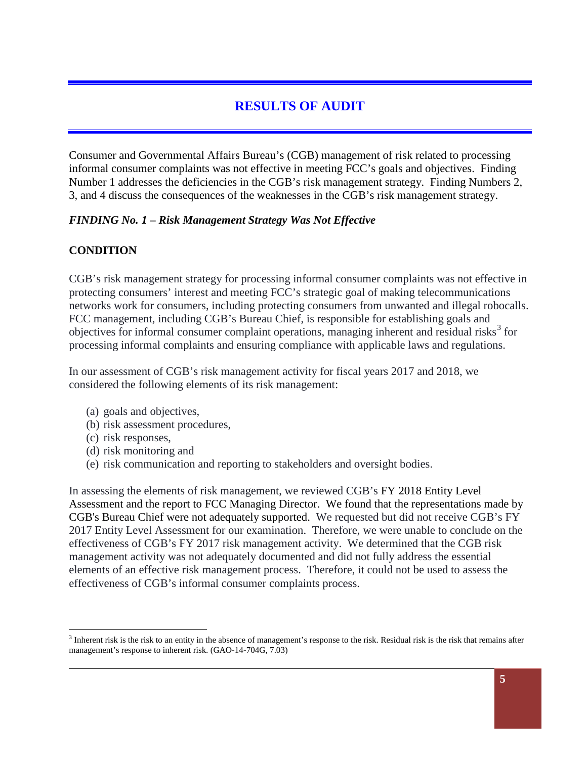# RESULTS OF AUDIT

Consumer and Governmental Affairs Bureau's (CGB) management of risk related to processing informal consumer complaints was not effective in meeting FCC's goals and objectives. Finding Number 1 addresses the deficiencies in the CGB's risk management strategy. Finding Numbers 2, 3, and 4 discuss the consequences of the weaknesses in the CGB's risk management strategy.

### *FINDING No. 1 – Risk Management Strategy Was Not Effective*

**CONDITION**

CGB's risk management strategy for processing informal consumer complaints was not effective in protecting consumers' interest and meeting FCC's strategic goal of making telecommunications networks work for consumers, including protecting consumers from unwanted and illegal robocalls. FCC management, including CGB's Bureau Chief, is responsible for establishing goals and objectives for informal consumer complaint operations, managing inherent and residual risks[3] for processing informal complaints and ensuring compliance with applicable laws and regulations.

In our assessment of CGB's risk management activity for fiscal years 2017 and 2018, we considered the following elements of its risk management:

(a) goals and objectives,
(b) risk assessment procedures,
(c) risk responses,
(d) risk monitoring and
(e) risk communication and reporting to stakeholders and oversight bodies.

In assessing the elements of risk management, we reviewed CGB's FY 2018 Entity Level Assessment and the report to FCC Managing Director. We found that the representations made by CGB's Bureau Chief were not adequately supported. We requested but did not receive CGB's FY 2017 Entity Level Assessment for our examination. Therefore, we were unable to conclude on the effectiveness of CGB's FY 2017 risk management activity. We determined that the CGB risk management activity was not adequately documented and did not fully address the essential elements of an effective risk management process. Therefore, it could not be used to assess the effectiveness of CGB's informal consumer complaints process.

[3] Inherent risk is the risk to an entity in the absence of management's response to the risk. Residual risk is the risk that remains after management's response to inherent risk. (GAO-14-704G, 7.03)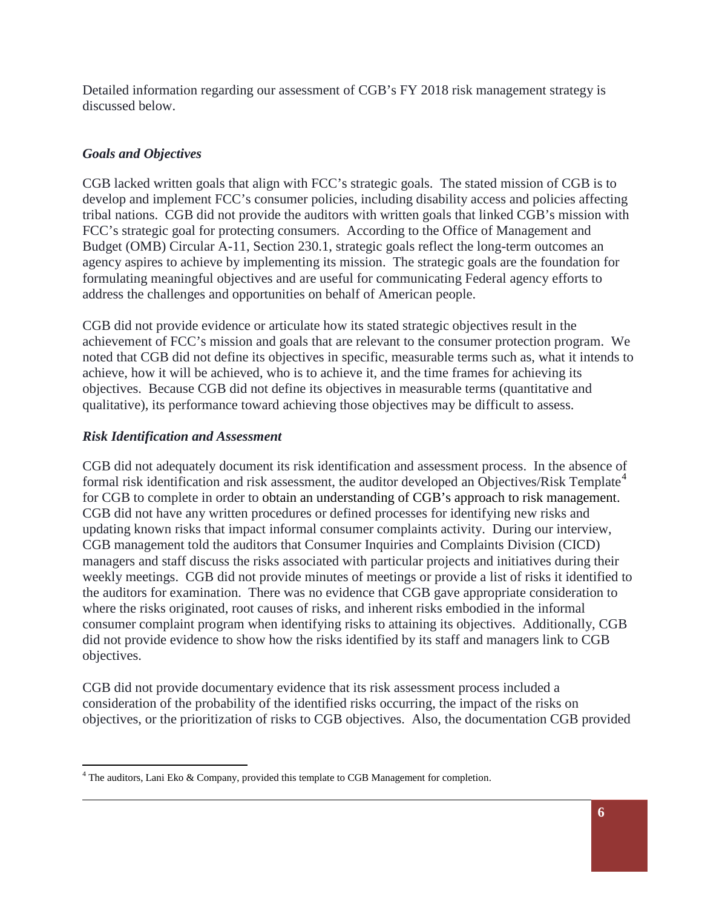Detailed information regarding our assessment of CGB's FY 2018 risk management strategy is discussed below.

### *Goals and Objectives*

CGB lacked written goals that align with FCC's strategic goals. The stated mission of CGB is to develop and implement FCC's consumer policies, including disability access and policies affecting tribal nations. CGB did not provide the auditors with written goals that linked CGB's mission with FCC's strategic goal for protecting consumers. According to the Office of Management and Budget (OMB) Circular A-11, Section 230.1, strategic goals reflect the long-term outcomes an agency aspires to achieve by implementing its mission. The strategic goals are the foundation for formulating meaningful objectives and are useful for communicating Federal agency efforts to address the challenges and opportunities on behalf of American people.

CGB did not provide evidence or articulate how its stated strategic objectives result in the achievement of FCC's mission and goals that are relevant to the consumer protection program. We noted that CGB did not define its objectives in specific, measurable terms such as, what it intends to achieve, how it will be achieved, who is to achieve it, and the time frames for achieving its objectives. Because CGB did not define its objectives in measurable terms (quantitative and qualitative), its performance toward achieving those objectives may be difficult to assess.

### *Risk Identification and Assessment*

CGB did not adequately document its risk identification and assessment process. In the absence of formal risk identification and risk assessment, the auditor developed an Objectives/Risk Template[4] for CGB to complete in order to obtain an understanding of CGB's approach to risk management. CGB did not have any written procedures or defined processes for identifying new risks and updating known risks that impact informal consumer complaints activity. During our interview, CGB management told the auditors that Consumer Inquiries and Complaints Division (CICD) managers and staff discuss the risks associated with particular projects and initiatives during their weekly meetings. CGB did not provide minutes of meetings or provide a list of risks it identified to the auditors for examination. There was no evidence that CGB gave appropriate consideration to where the risks originated, root causes of risks, and inherent risks embodied in the informal consumer complaint program when identifying risks to attaining its objectives. Additionally, CGB did not provide evidence to show how the risks identified by its staff and managers link to CGB objectives.

CGB did not provide documentary evidence that its risk assessment process included a consideration of the probability of the identified risks occurring, the impact of the risks on objectives, or the prioritization of risks to CGB objectives. Also, the documentation CGB provided

[4] The auditors, Lani Eko & Company, provided this template to CGB Management for completion.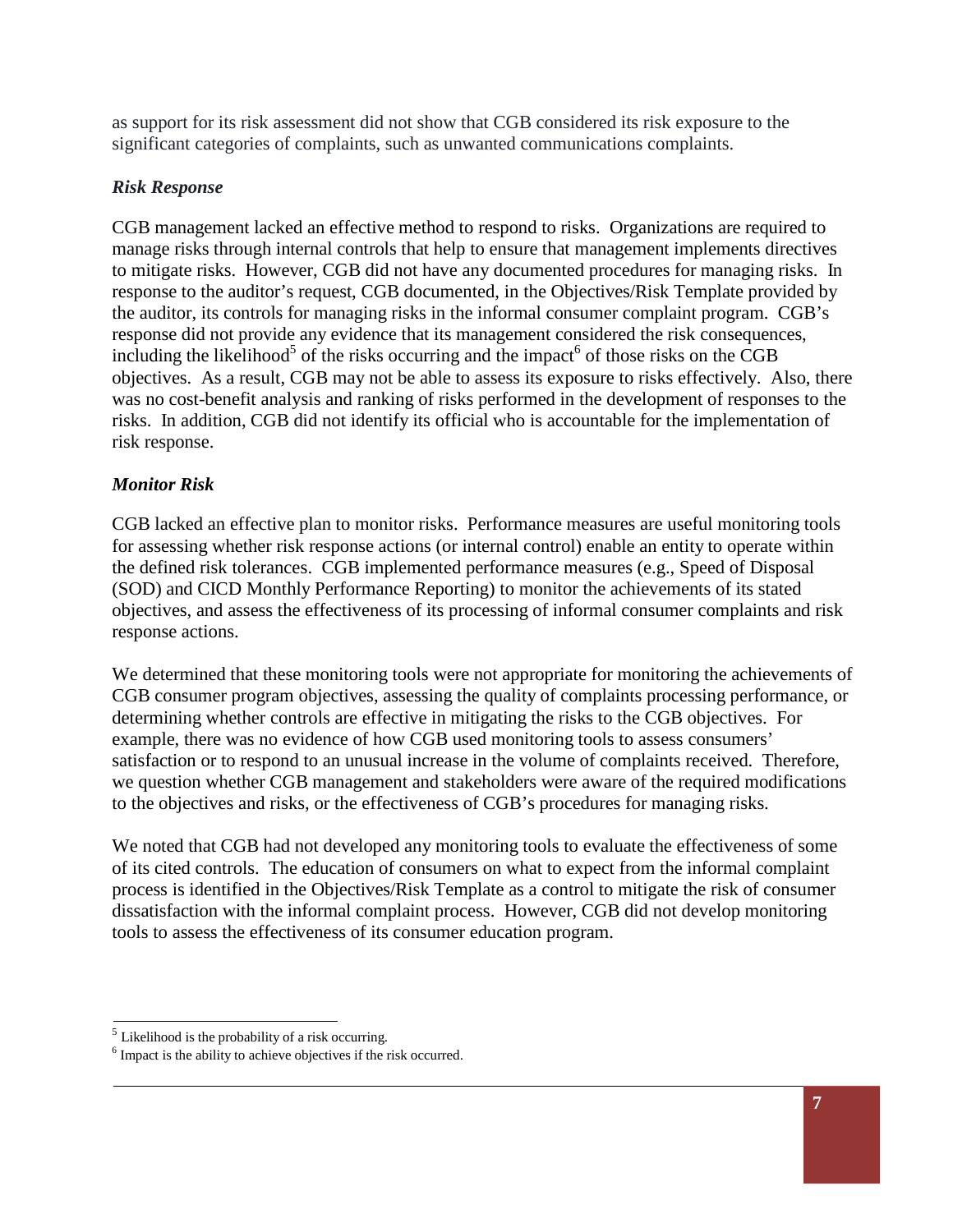as support for its risk assessment did not show that CGB considered its risk exposure to the significant categories of complaints, such as unwanted communications complaints.

### *Risk Response*

CGB management lacked an effective method to respond to risks. Organizations are required to manage risks through internal controls that help to ensure that management implements directives to mitigate risks. However, CGB did not have any documented procedures for managing risks. In response to the auditor's request, CGB documented, in the Objectives/Risk Template provided by the auditor, its controls for managing risks in the informal consumer complaint program. CGB's response did not provide any evidence that its management considered the risk consequences, including the likelihood[5] of the risks occurring and the impact[6] of those risks on the CGB objectives. As a result, CGB may not be able to assess its exposure to risks effectively. Also, there was no cost-benefit analysis and ranking of risks performed in the development of responses to the risks. In addition, CGB did not identify its official who is accountable for the implementation of risk response.

### *Monitor Risk*

CGB lacked an effective plan to monitor risks. Performance measures are useful monitoring tools for assessing whether risk response actions (or internal control) enable an entity to operate within the defined risk tolerances. CGB implemented performance measures (e.g., Speed of Disposal (SOD) and CICD Monthly Performance Reporting) to monitor the achievements of its stated objectives, and assess the effectiveness of its processing of informal consumer complaints and risk response actions.

We determined that these monitoring tools were not appropriate for monitoring the achievements of CGB consumer program objectives, assessing the quality of complaints processing performance, or determining whether controls are effective in mitigating the risks to the CGB objectives. For example, there was no evidence of how CGB used monitoring tools to assess consumers' satisfaction or to respond to an unusual increase in the volume of complaints received. Therefore, we question whether CGB management and stakeholders were aware of the required modifications to the objectives and risks, or the effectiveness of CGB's procedures for managing risks.

We noted that CGB had not developed any monitoring tools to evaluate the effectiveness of some of its cited controls. The education of consumers on what to expect from the informal complaint process is identified in the Objectives/Risk Template as a control to mitigate the risk of consumer dissatisfaction with the informal complaint process. However, CGB did not develop monitoring tools to assess the effectiveness of its consumer education program.

---

[5] Likelihood is the probability of a risk occurring.

[6] Impact is the ability to achieve objectives if the risk occurred.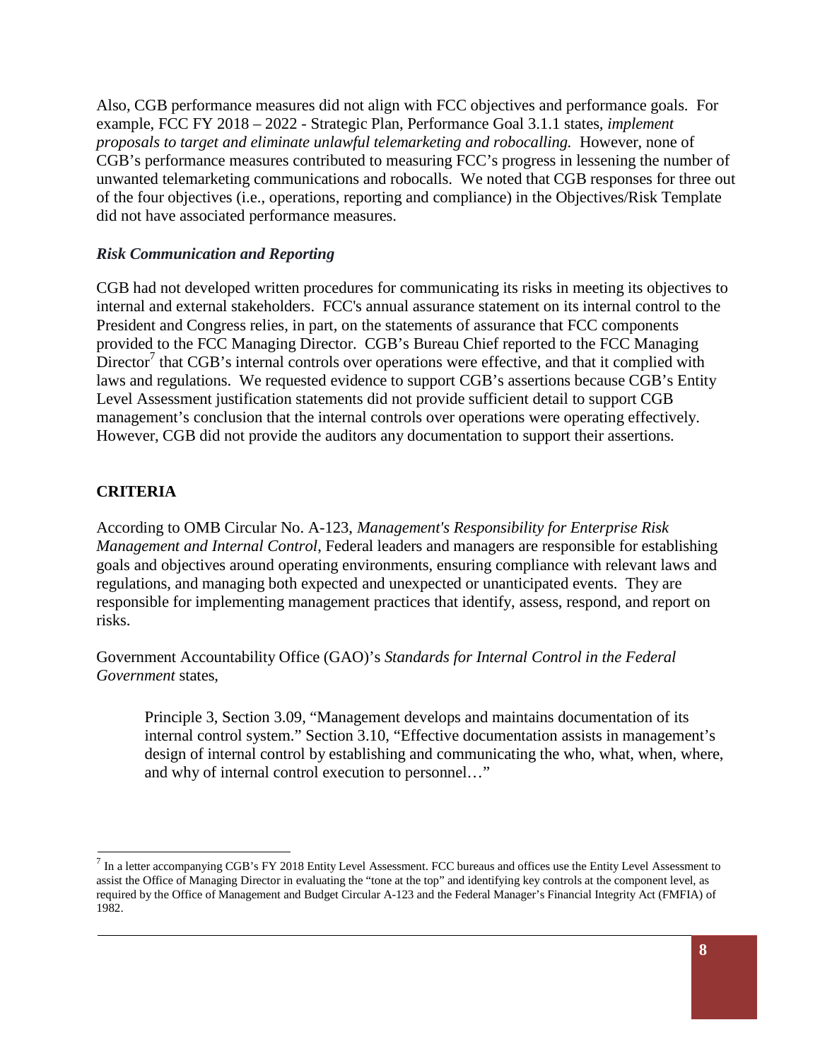Also, CGB performance measures did not align with FCC objectives and performance goals. For example, FCC FY 2018 – 2022 - Strategic Plan, Performance Goal 3.1.1 states, *implement proposals to target and eliminate unlawful telemarketing and robocalling.* However, none of CGB's performance measures contributed to measuring FCC's progress in lessening the number of unwanted telemarketing communications and robocalls. We noted that CGB responses for three out of the four objectives (i.e., operations, reporting and compliance) in the Objectives/Risk Template did not have associated performance measures.

### *Risk Communication and Reporting*

CGB had not developed written procedures for communicating its risks in meeting its objectives to internal and external stakeholders. FCC's annual assurance statement on its internal control to the President and Congress relies, in part, on the statements of assurance that FCC components provided to the FCC Managing Director. CGB's Bureau Chief reported to the FCC Managing Director[7] that CGB's internal controls over operations were effective, and that it complied with laws and regulations. We requested evidence to support CGB's assertions because CGB's Entity Level Assessment justification statements did not provide sufficient detail to support CGB management's conclusion that the internal controls over operations were operating effectively. However, CGB did not provide the auditors any documentation to support their assertions.

## CRITERIA

According to OMB Circular No. A-123, *Management's Responsibility for Enterprise Risk Management and Internal Control*, Federal leaders and managers are responsible for establishing goals and objectives around operating environments, ensuring compliance with relevant laws and regulations, and managing both expected and unexpected or unanticipated events. They are responsible for implementing management practices that identify, assess, respond, and report on risks.

Government Accountability Office (GAO)'s *Standards for Internal Control in the Federal Government* states,

> Principle 3, Section 3.09, "Management develops and maintains documentation of its internal control system." Section 3.10, "Effective documentation assists in management's design of internal control by establishing and communicating the who, what, when, where, and why of internal control execution to personnel…"

[7] In a letter accompanying CGB's FY 2018 Entity Level Assessment. FCC bureaus and offices use the Entity Level Assessment to assist the Office of Managing Director in evaluating the "tone at the top" and identifying key controls at the component level, as required by the Office of Management and Budget Circular A-123 and the Federal Manager's Financial Integrity Act (FMFIA) of 1982.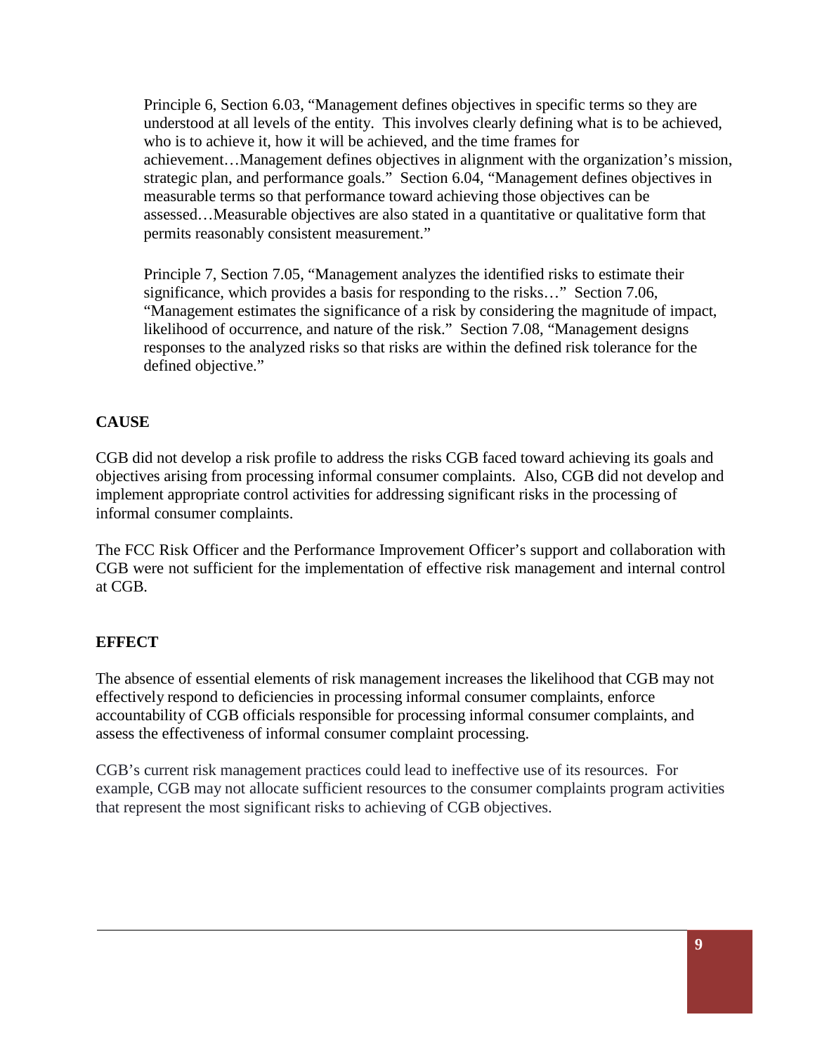Principle 6, Section 6.03, "Management defines objectives in specific terms so they are understood at all levels of the entity. This involves clearly defining what is to be achieved, who is to achieve it, how it will be achieved, and the time frames for achievement…Management defines objectives in alignment with the organization's mission, strategic plan, and performance goals." Section 6.04, "Management defines objectives in measurable terms so that performance toward achieving those objectives can be assessed…Measurable objectives are also stated in a quantitative or qualitative form that permits reasonably consistent measurement."

Principle 7, Section 7.05, "Management analyzes the identified risks to estimate their significance, which provides a basis for responding to the risks…" Section 7.06, "Management estimates the significance of a risk by considering the magnitude of impact, likelihood of occurrence, and nature of the risk." Section 7.08, "Management designs responses to the analyzed risks so that risks are within the defined risk tolerance for the defined objective."

**CAUSE**

CGB did not develop a risk profile to address the risks CGB faced toward achieving its goals and objectives arising from processing informal consumer complaints. Also, CGB did not develop and implement appropriate control activities for addressing significant risks in the processing of informal consumer complaints.

The FCC Risk Officer and the Performance Improvement Officer's support and collaboration with CGB were not sufficient for the implementation of effective risk management and internal control at CGB.

**EFFECT**

The absence of essential elements of risk management increases the likelihood that CGB may not effectively respond to deficiencies in processing informal consumer complaints, enforce accountability of CGB officials responsible for processing informal consumer complaints, and assess the effectiveness of informal consumer complaint processing.

CGB's current risk management practices could lead to ineffective use of its resources. For example, CGB may not allocate sufficient resources to the consumer complaints program activities that represent the most significant risks to achieving of CGB objectives.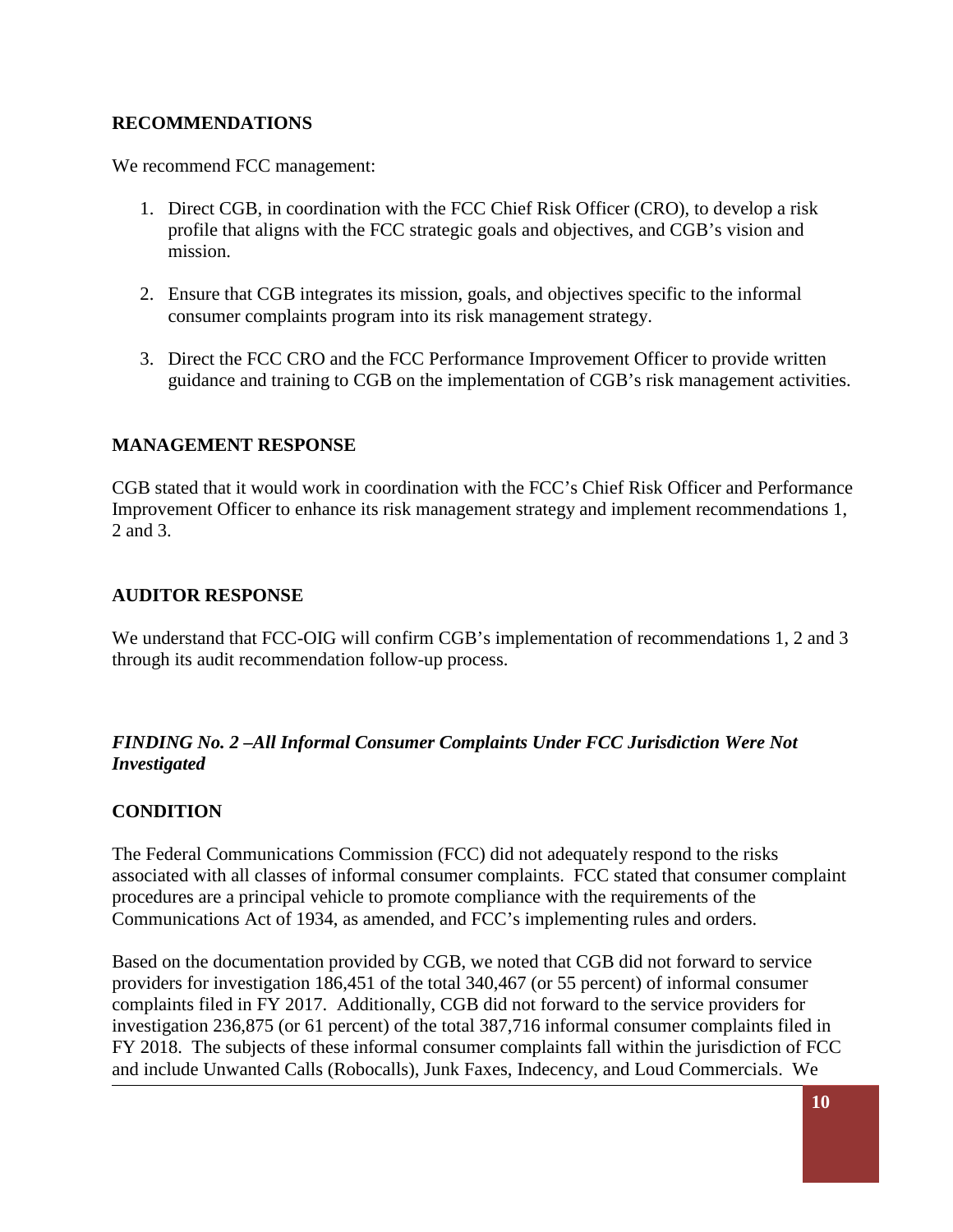## RECOMMENDATIONS

We recommend FCC management:

1. Direct CGB, in coordination with the FCC Chief Risk Officer (CRO), to develop a risk profile that aligns with the FCC strategic goals and objectives, and CGB's vision and mission.

2. Ensure that CGB integrates its mission, goals, and objectives specific to the informal consumer complaints program into its risk management strategy.

3. Direct the FCC CRO and the FCC Performance Improvement Officer to provide written guidance and training to CGB on the implementation of CGB's risk management activities.

## MANAGEMENT RESPONSE

CGB stated that it would work in coordination with the FCC's Chief Risk Officer and Performance Improvement Officer to enhance its risk management strategy and implement recommendations 1, 2 and 3.

## AUDITOR RESPONSE

We understand that FCC-OIG will confirm CGB's implementation of recommendations 1, 2 and 3 through its audit recommendation follow-up process.

### *FINDING No. 2 –All Informal Consumer Complaints Under FCC Jurisdiction Were Not Investigated*

## CONDITION

The Federal Communications Commission (FCC) did not adequately respond to the risks associated with all classes of informal consumer complaints. FCC stated that consumer complaint procedures are a principal vehicle to promote compliance with the requirements of the Communications Act of 1934, as amended, and FCC's implementing rules and orders.

Based on the documentation provided by CGB, we noted that CGB did not forward to service providers for investigation 186,451 of the total 340,467 (or 55 percent) of informal consumer complaints filed in FY 2017. Additionally, CGB did not forward to the service providers for investigation 236,875 (or 61 percent) of the total 387,716 informal consumer complaints filed in FY 2018. The subjects of these informal consumer complaints fall within the jurisdiction of FCC and include Unwanted Calls (Robocalls), Junk Faxes, Indecency, and Loud Commercials. We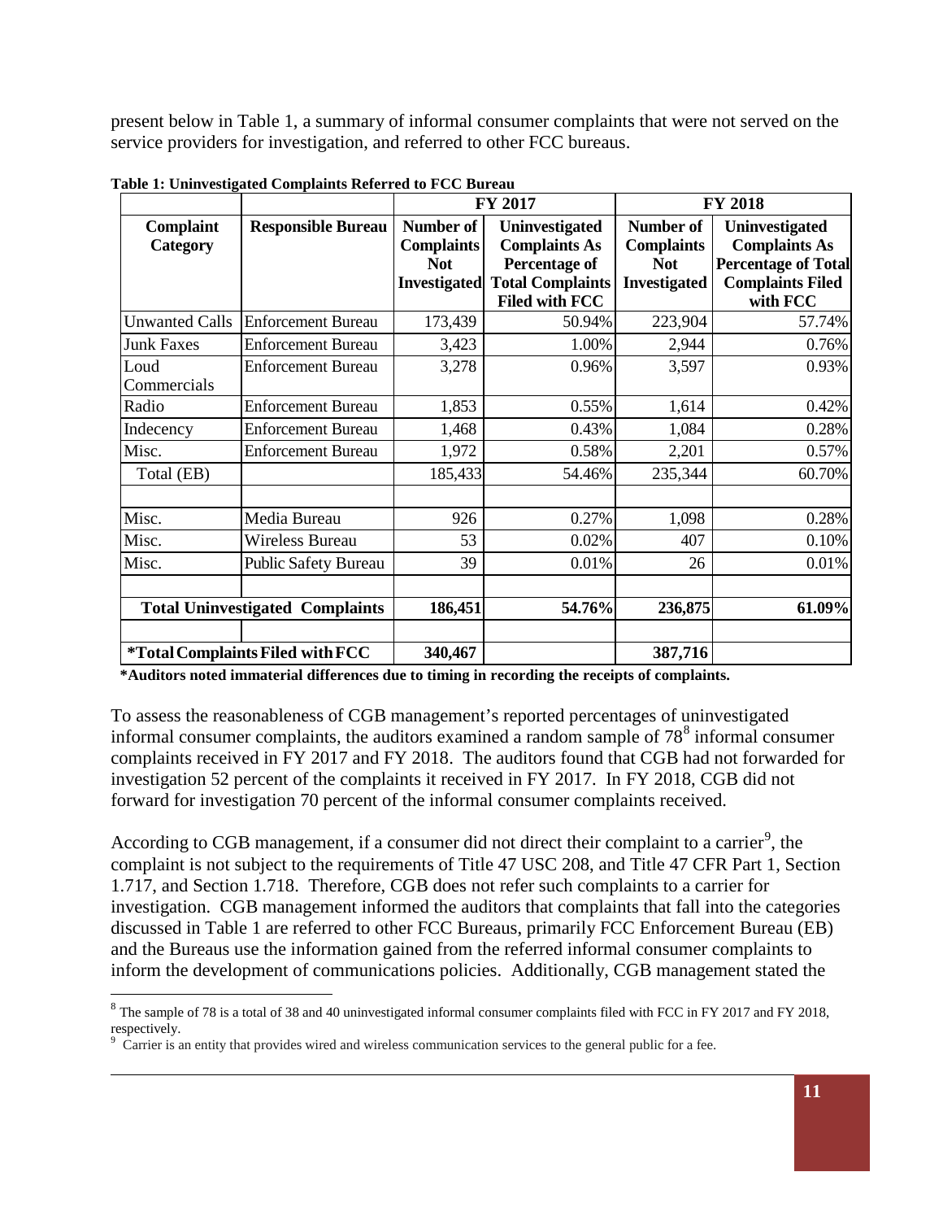present below in Table 1, a summary of informal consumer complaints that were not served on the service providers for investigation, and referred to other FCC bureaus.

**Table 1: Uninvestigated Complaints Referred to FCC Bureau**

| | | FY 2017 | | FY 2018 | |
|---|---|---|---|---|---|
| **Complaint Category** | **Responsible Bureau** | **Number of Complaints Not Investigated** | **Uninvestigated Complaints As Percentage of Total Complaints Filed with FCC** | **Number of Complaints Not Investigated** | **Uninvestigated Complaints As Percentage of Total Complaints Filed with FCC** |
| Unwanted Calls | Enforcement Bureau | 173,439 | 50.94% | 223,904 | 57.74% |
| Junk Faxes | Enforcement Bureau | 3,423 | 1.00% | 2,944 | 0.76% |
| Loud Commercials | Enforcement Bureau | 3,278 | 0.96% | 3,597 | 0.93% |
| Radio | Enforcement Bureau | 1,853 | 0.55% | 1,614 | 0.42% |
| Indecency | Enforcement Bureau | 1,468 | 0.43% | 1,084 | 0.28% |
| Misc. | Enforcement Bureau | 1,972 | 0.58% | 2,201 | 0.57% |
| Total (EB) | | 185,433 | 54.46% | 235,344 | 60.70% |
| | | | | | |
| Misc. | Media Bureau | 926 | 0.27% | 1,098 | 0.28% |
| Misc. | Wireless Bureau | 53 | 0.02% | 407 | 0.10% |
| Misc. | Public Safety Bureau | 39 | 0.01% | 26 | 0.01% |
| | | | | | |
| **Total Uninvestigated Complaints** | | **186,451** | **54.76%** | **236,875** | **61.09%** |
| | | | | | |
| **\*Total Complaints Filed with FCC** | | **340,467** | | **387,716** | |

**\*Auditors noted immaterial differences due to timing in recording the receipts of complaints.**

To assess the reasonableness of CGB management's reported percentages of uninvestigated informal consumer complaints, the auditors examined a random sample of 78[8] informal consumer complaints received in FY 2017 and FY 2018. The auditors found that CGB had not forwarded for investigation 52 percent of the complaints it received in FY 2017. In FY 2018, CGB did not forward for investigation 70 percent of the informal consumer complaints received.

According to CGB management, if a consumer did not direct their complaint to a carrier[9], the complaint is not subject to the requirements of Title 47 USC 208, and Title 47 CFR Part 1, Section 1.717, and Section 1.718. Therefore, CGB does not refer such complaints to a carrier for investigation. CGB management informed the auditors that complaints that fall into the categories discussed in Table 1 are referred to other FCC Bureaus, primarily FCC Enforcement Bureau (EB) and the Bureaus use the information gained from the referred informal consumer complaints to inform the development of communications policies. Additionally, CGB management stated the

[8] The sample of 78 is a total of 38 and 40 uninvestigated informal consumer complaints filed with FCC in FY 2017 and FY 2018, respectively.

[9] Carrier is an entity that provides wired and wireless communication services to the general public for a fee.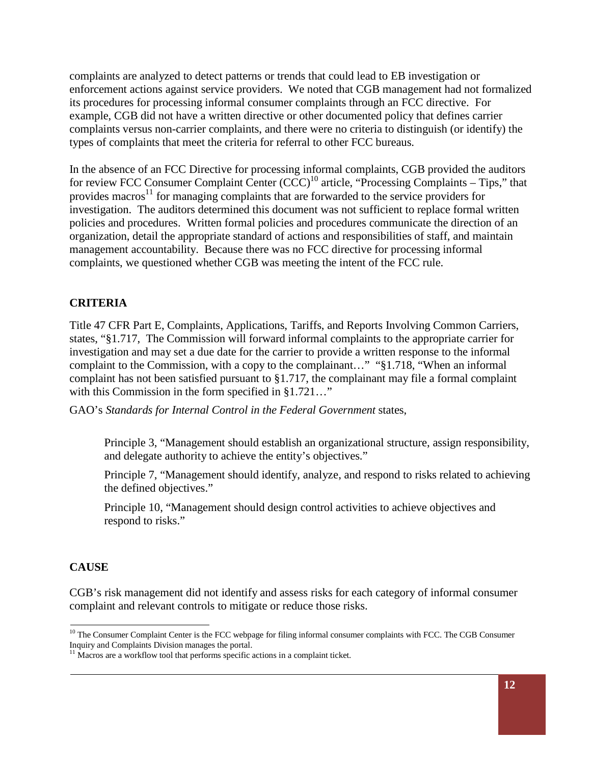complaints are analyzed to detect patterns or trends that could lead to EB investigation or enforcement actions against service providers. We noted that CGB management had not formalized its procedures for processing informal consumer complaints through an FCC directive. For example, CGB did not have a written directive or other documented policy that defines carrier complaints versus non-carrier complaints, and there were no criteria to distinguish (or identify) the types of complaints that meet the criteria for referral to other FCC bureaus.

In the absence of an FCC Directive for processing informal complaints, CGB provided the auditors for review FCC Consumer Complaint Center (CCC)[10] article, "Processing Complaints – Tips," that provides macros[11] for managing complaints that are forwarded to the service providers for investigation. The auditors determined this document was not sufficient to replace formal written policies and procedures. Written formal policies and procedures communicate the direction of an organization, detail the appropriate standard of actions and responsibilities of staff, and maintain management accountability. Because there was no FCC directive for processing informal complaints, we questioned whether CGB was meeting the intent of the FCC rule.

## CRITERIA

Title 47 CFR Part E, Complaints, Applications, Tariffs, and Reports Involving Common Carriers, states, "§1.717, The Commission will forward informal complaints to the appropriate carrier for investigation and may set a due date for the carrier to provide a written response to the informal complaint to the Commission, with a copy to the complainant…" "§1.718, "When an informal complaint has not been satisfied pursuant to §1.717, the complainant may file a formal complaint with this Commission in the form specified in §1.721…"

GAO's *Standards for Internal Control in the Federal Government* states,

> Principle 3, "Management should establish an organizational structure, assign responsibility, and delegate authority to achieve the entity's objectives."
>
> Principle 7, "Management should identify, analyze, and respond to risks related to achieving the defined objectives."
>
> Principle 10, "Management should design control activities to achieve objectives and respond to risks."

## CAUSE

CGB's risk management did not identify and assess risks for each category of informal consumer complaint and relevant controls to mitigate or reduce those risks.

---

[10] The Consumer Complaint Center is the FCC webpage for filing informal consumer complaints with FCC. The CGB Consumer Inquiry and Complaints Division manages the portal.

[11] Macros are a workflow tool that performs specific actions in a complaint ticket.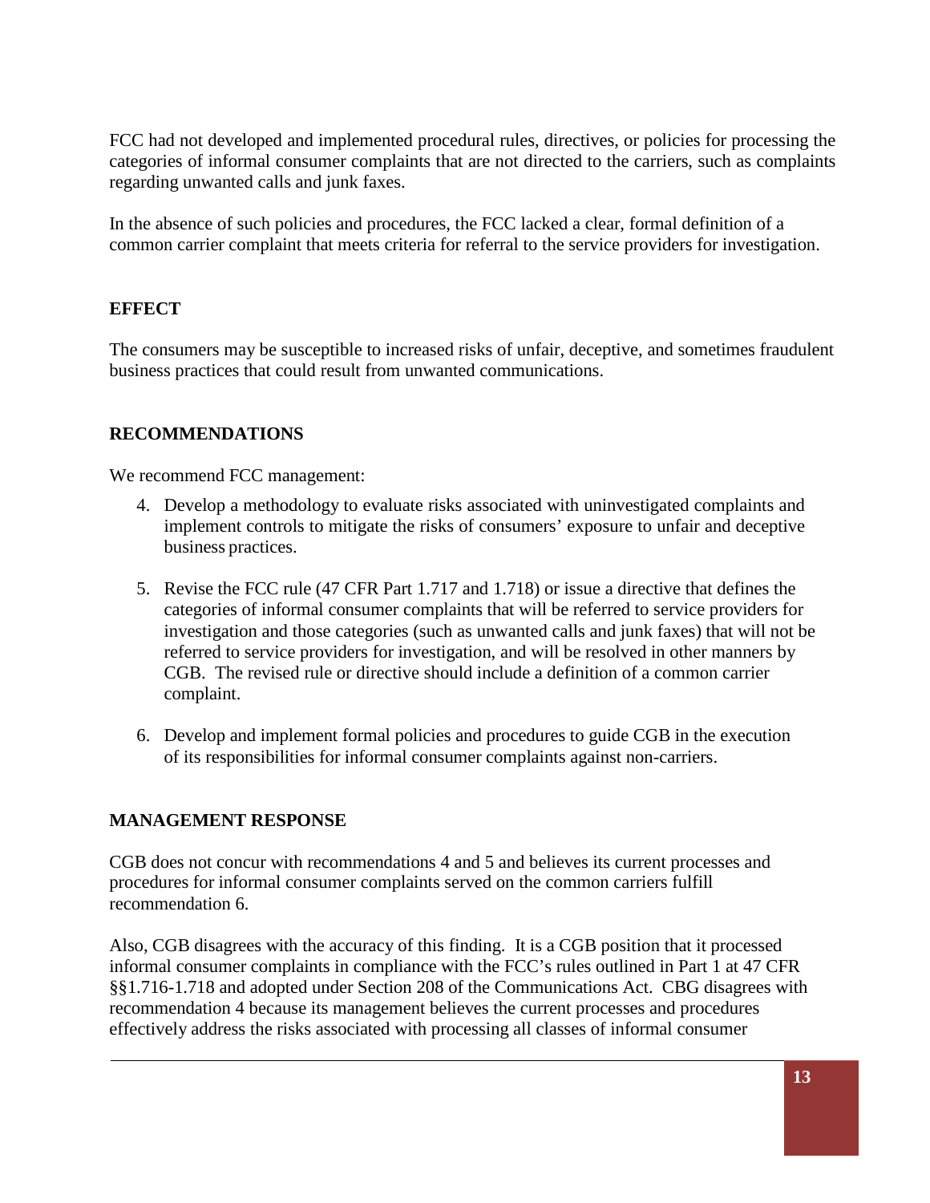FCC had not developed and implemented procedural rules, directives, or policies for processing the categories of informal consumer complaints that are not directed to the carriers, such as complaints regarding unwanted calls and junk faxes.

In the absence of such policies and procedures, the FCC lacked a clear, formal definition of a common carrier complaint that meets criteria for referral to the service providers for investigation.

## EFFECT

The consumers may be susceptible to increased risks of unfair, deceptive, and sometimes fraudulent business practices that could result from unwanted communications.

## RECOMMENDATIONS

We recommend FCC management:

4. Develop a methodology to evaluate risks associated with uninvestigated complaints and implement controls to mitigate the risks of consumers' exposure to unfair and deceptive business practices.

5. Revise the FCC rule (47 CFR Part 1.717 and 1.718) or issue a directive that defines the categories of informal consumer complaints that will be referred to service providers for investigation and those categories (such as unwanted calls and junk faxes) that will not be referred to service providers for investigation, and will be resolved in other manners by CGB. The revised rule or directive should include a definition of a common carrier complaint.

6. Develop and implement formal policies and procedures to guide CGB in the execution of its responsibilities for informal consumer complaints against non-carriers.

## MANAGEMENT RESPONSE

CGB does not concur with recommendations 4 and 5 and believes its current processes and procedures for informal consumer complaints served on the common carriers fulfill recommendation 6.

Also, CGB disagrees with the accuracy of this finding. It is a CGB position that it processed informal consumer complaints in compliance with the FCC's rules outlined in Part 1 at 47 CFR §§1.716-1.718 and adopted under Section 208 of the Communications Act. CBG disagrees with recommendation 4 because its management believes the current processes and procedures effectively address the risks associated with processing all classes of informal consumer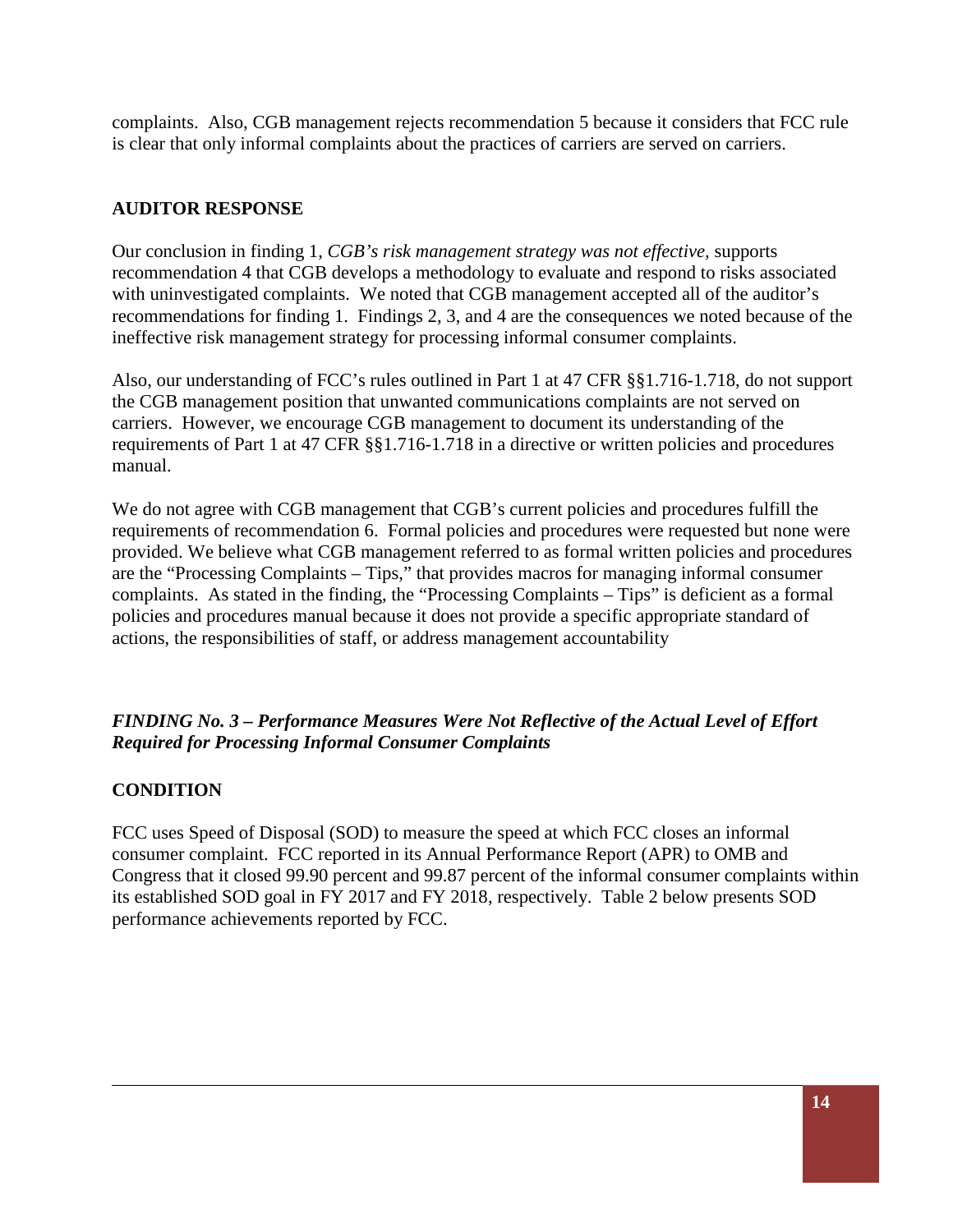complaints. Also, CGB management rejects recommendation 5 because it considers that FCC rule is clear that only informal complaints about the practices of carriers are served on carriers.

## AUDITOR RESPONSE

Our conclusion in finding 1, *CGB's risk management strategy was not effective,* supports recommendation 4 that CGB develops a methodology to evaluate and respond to risks associated with uninvestigated complaints. We noted that CGB management accepted all of the auditor's recommendations for finding 1. Findings 2, 3, and 4 are the consequences we noted because of the ineffective risk management strategy for processing informal consumer complaints.

Also, our understanding of FCC's rules outlined in Part 1 at 47 CFR §§1.716-1.718, do not support the CGB management position that unwanted communications complaints are not served on carriers. However, we encourage CGB management to document its understanding of the requirements of Part 1 at 47 CFR §§1.716-1.718 in a directive or written policies and procedures manual.

We do not agree with CGB management that CGB's current policies and procedures fulfill the requirements of recommendation 6. Formal policies and procedures were requested but none were provided. We believe what CGB management referred to as formal written policies and procedures are the "Processing Complaints – Tips," that provides macros for managing informal consumer complaints. As stated in the finding, the "Processing Complaints – Tips" is deficient as a formal policies and procedures manual because it does not provide a specific appropriate standard of actions, the responsibilities of staff, or address management accountability

### *FINDING No. 3 – Performance Measures Were Not Reflective of the Actual Level of Effort Required for Processing Informal Consumer Complaints*

## CONDITION

FCC uses Speed of Disposal (SOD) to measure the speed at which FCC closes an informal consumer complaint. FCC reported in its Annual Performance Report (APR) to OMB and Congress that it closed 99.90 percent and 99.87 percent of the informal consumer complaints within its established SOD goal in FY 2017 and FY 2018, respectively. Table 2 below presents SOD performance achievements reported by FCC.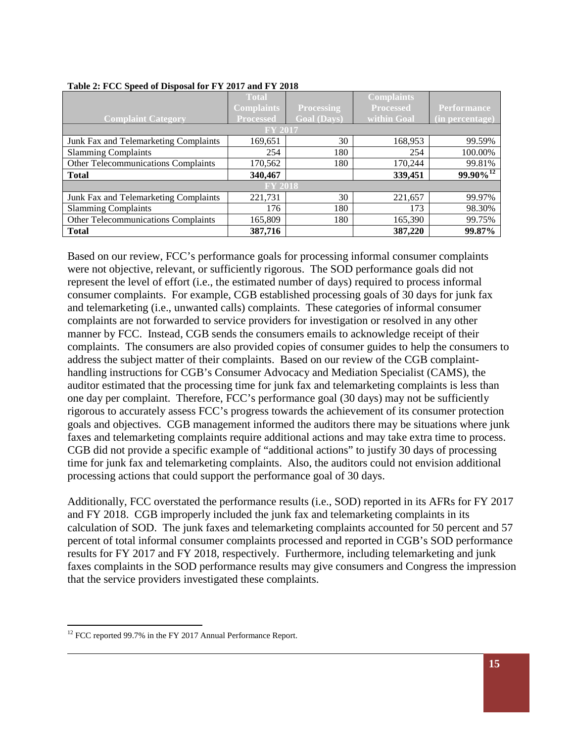**Table 2: FCC Speed of Disposal for FY 2017 and FY 2018**

| Complaint Category | Total Complaints Processed | Processing Goal (Days) | Complaints Processed within Goal | Performance (in percentage) |
|---|---|---|---|---|
| **FY 2017** | | | | |
| Junk Fax and Telemarketing Complaints | 169,651 | 30 | 168,953 | 99.59% |
| Slamming Complaints | 254 | 180 | 254 | 100.00% |
| Other Telecommunications Complaints | 170,562 | 180 | 170,244 | 99.81% |
| **Total** | **340,467** | | **339,451** | **99.90%[12]** |
| **FY 2018** | | | | |
| Junk Fax and Telemarketing Complaints | 221,731 | 30 | 221,657 | 99.97% |
| Slamming Complaints | 176 | 180 | 173 | 98.30% |
| Other Telecommunications Complaints | 165,809 | 180 | 165,390 | 99.75% |
| **Total** | **387,716** | | **387,220** | **99.87%** |

Based on our review, FCC's performance goals for processing informal consumer complaints were not objective, relevant, or sufficiently rigorous. The SOD performance goals did not represent the level of effort (i.e., the estimated number of days) required to process informal consumer complaints. For example, CGB established processing goals of 30 days for junk fax and telemarketing (i.e., unwanted calls) complaints. These categories of informal consumer complaints are not forwarded to service providers for investigation or resolved in any other manner by FCC. Instead, CGB sends the consumers emails to acknowledge receipt of their complaints. The consumers are also provided copies of consumer guides to help the consumers to address the subject matter of their complaints. Based on our review of the CGB complaint-handling instructions for CGB's Consumer Advocacy and Mediation Specialist (CAMS), the auditor estimated that the processing time for junk fax and telemarketing complaints is less than one day per complaint. Therefore, FCC's performance goal (30 days) may not be sufficiently rigorous to accurately assess FCC's progress towards the achievement of its consumer protection goals and objectives. CGB management informed the auditors there may be situations where junk faxes and telemarketing complaints require additional actions and may take extra time to process. CGB did not provide a specific example of "additional actions" to justify 30 days of processing time for junk fax and telemarketing complaints. Also, the auditors could not envision additional processing actions that could support the performance goal of 30 days.

Additionally, FCC overstated the performance results (i.e., SOD) reported in its AFRs for FY 2017 and FY 2018. CGB improperly included the junk fax and telemarketing complaints in its calculation of SOD. The junk faxes and telemarketing complaints accounted for 50 percent and 57 percent of total informal consumer complaints processed and reported in CGB's SOD performance results for FY 2017 and FY 2018, respectively. Furthermore, including telemarketing and junk faxes complaints in the SOD performance results may give consumers and Congress the impression that the service providers investigated these complaints.

---

[12] FCC reported 99.7% in the FY 2017 Annual Performance Report.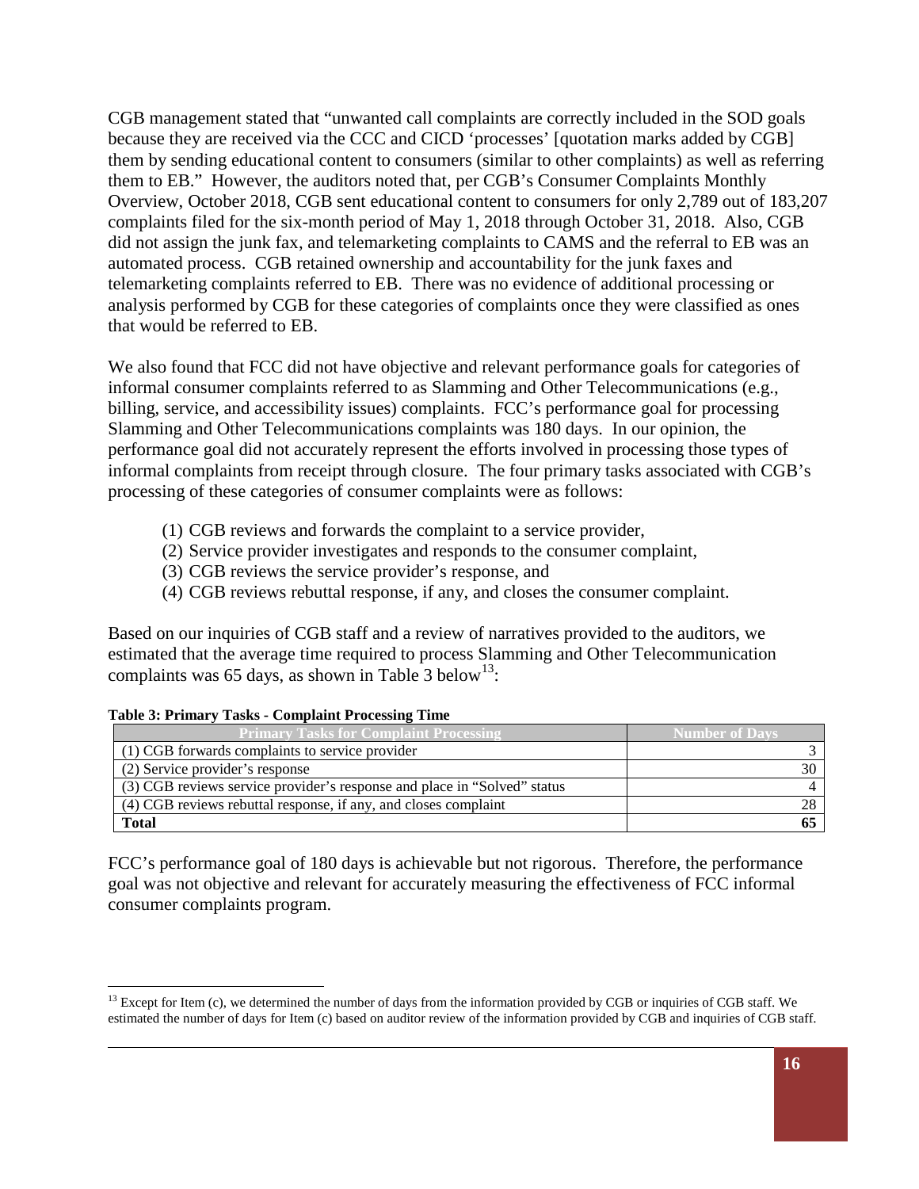CGB management stated that "unwanted call complaints are correctly included in the SOD goals because they are received via the CCC and CICD 'processes' [quotation marks added by CGB] them by sending educational content to consumers (similar to other complaints) as well as referring them to EB." However, the auditors noted that, per CGB's Consumer Complaints Monthly Overview, October 2018, CGB sent educational content to consumers for only 2,789 out of 183,207 complaints filed for the six-month period of May 1, 2018 through October 31, 2018. Also, CGB did not assign the junk fax, and telemarketing complaints to CAMS and the referral to EB was an automated process. CGB retained ownership and accountability for the junk faxes and telemarketing complaints referred to EB. There was no evidence of additional processing or analysis performed by CGB for these categories of complaints once they were classified as ones that would be referred to EB.

We also found that FCC did not have objective and relevant performance goals for categories of informal consumer complaints referred to as Slamming and Other Telecommunications (e.g., billing, service, and accessibility issues) complaints. FCC's performance goal for processing Slamming and Other Telecommunications complaints was 180 days. In our opinion, the performance goal did not accurately represent the efforts involved in processing those types of informal complaints from receipt through closure. The four primary tasks associated with CGB's processing of these categories of consumer complaints were as follows:

(1) CGB reviews and forwards the complaint to a service provider,
(2) Service provider investigates and responds to the consumer complaint,
(3) CGB reviews the service provider's response, and
(4) CGB reviews rebuttal response, if any, and closes the consumer complaint.

Based on our inquiries of CGB staff and a review of narratives provided to the auditors, we estimated that the average time required to process Slamming and Other Telecommunication complaints was 65 days, as shown in Table 3 below[13]:

**Table 3: Primary Tasks - Complaint Processing Time**

| Primary Tasks for Complaint Processing | Number of Days |
|---|---|
| (1) CGB forwards complaints to service provider | 3 |
| (2) Service provider's response | 30 |
| (3) CGB reviews service provider's response and place in "Solved" status | 4 |
| (4) CGB reviews rebuttal response, if any, and closes complaint | 28 |
| **Total** | **65** |

FCC's performance goal of 180 days is achievable but not rigorous. Therefore, the performance goal was not objective and relevant for accurately measuring the effectiveness of FCC informal consumer complaints program.

[13] Except for Item (c), we determined the number of days from the information provided by CGB or inquiries of CGB staff. We estimated the number of days for Item (c) based on auditor review of the information provided by CGB and inquiries of CGB staff.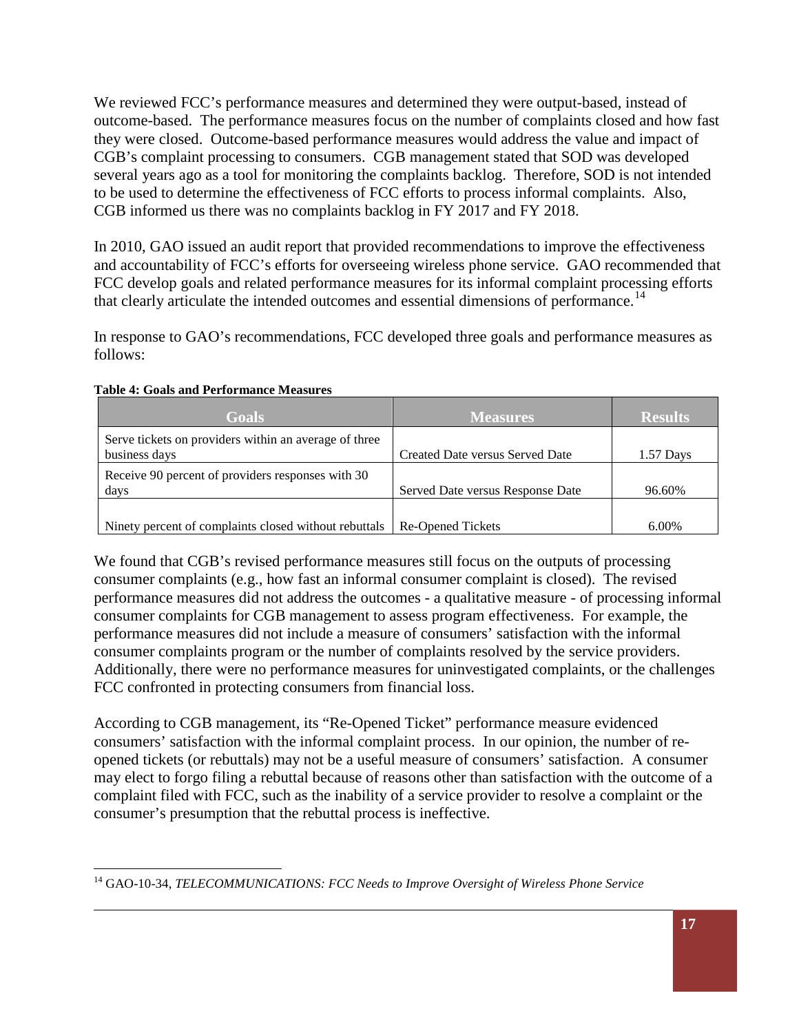We reviewed FCC's performance measures and determined they were output-based, instead of outcome-based. The performance measures focus on the number of complaints closed and how fast they were closed. Outcome-based performance measures would address the value and impact of CGB's complaint processing to consumers. CGB management stated that SOD was developed several years ago as a tool for monitoring the complaints backlog. Therefore, SOD is not intended to be used to determine the effectiveness of FCC efforts to process informal complaints. Also, CGB informed us there was no complaints backlog in FY 2017 and FY 2018.

In 2010, GAO issued an audit report that provided recommendations to improve the effectiveness and accountability of FCC's efforts for overseeing wireless phone service. GAO recommended that FCC develop goals and related performance measures for its informal complaint processing efforts that clearly articulate the intended outcomes and essential dimensions of performance.[14]

In response to GAO's recommendations, FCC developed three goals and performance measures as follows:

**Table 4: Goals and Performance Measures**

| Goals | Measures | Results |
|---|---|---|
| Serve tickets on providers within an average of three business days | Created Date versus Served Date | 1.57 Days |
| Receive 90 percent of providers responses with 30 days | Served Date versus Response Date | 96.60% |
| Ninety percent of complaints closed without rebuttals | Re-Opened Tickets | 6.00% |

We found that CGB's revised performance measures still focus on the outputs of processing consumer complaints (e.g., how fast an informal consumer complaint is closed). The revised performance measures did not address the outcomes - a qualitative measure - of processing informal consumer complaints for CGB management to assess program effectiveness. For example, the performance measures did not include a measure of consumers' satisfaction with the informal consumer complaints program or the number of complaints resolved by the service providers. Additionally, there were no performance measures for uninvestigated complaints, or the challenges FCC confronted in protecting consumers from financial loss.

According to CGB management, its "Re-Opened Ticket" performance measure evidenced consumers' satisfaction with the informal complaint process. In our opinion, the number of re-opened tickets (or rebuttals) may not be a useful measure of consumers' satisfaction. A consumer may elect to forgo filing a rebuttal because of reasons other than satisfaction with the outcome of a complaint filed with FCC, such as the inability of a service provider to resolve a complaint or the consumer's presumption that the rebuttal process is ineffective.

[14] GAO-10-34, *TELECOMMUNICATIONS: FCC Needs to Improve Oversight of Wireless Phone Service*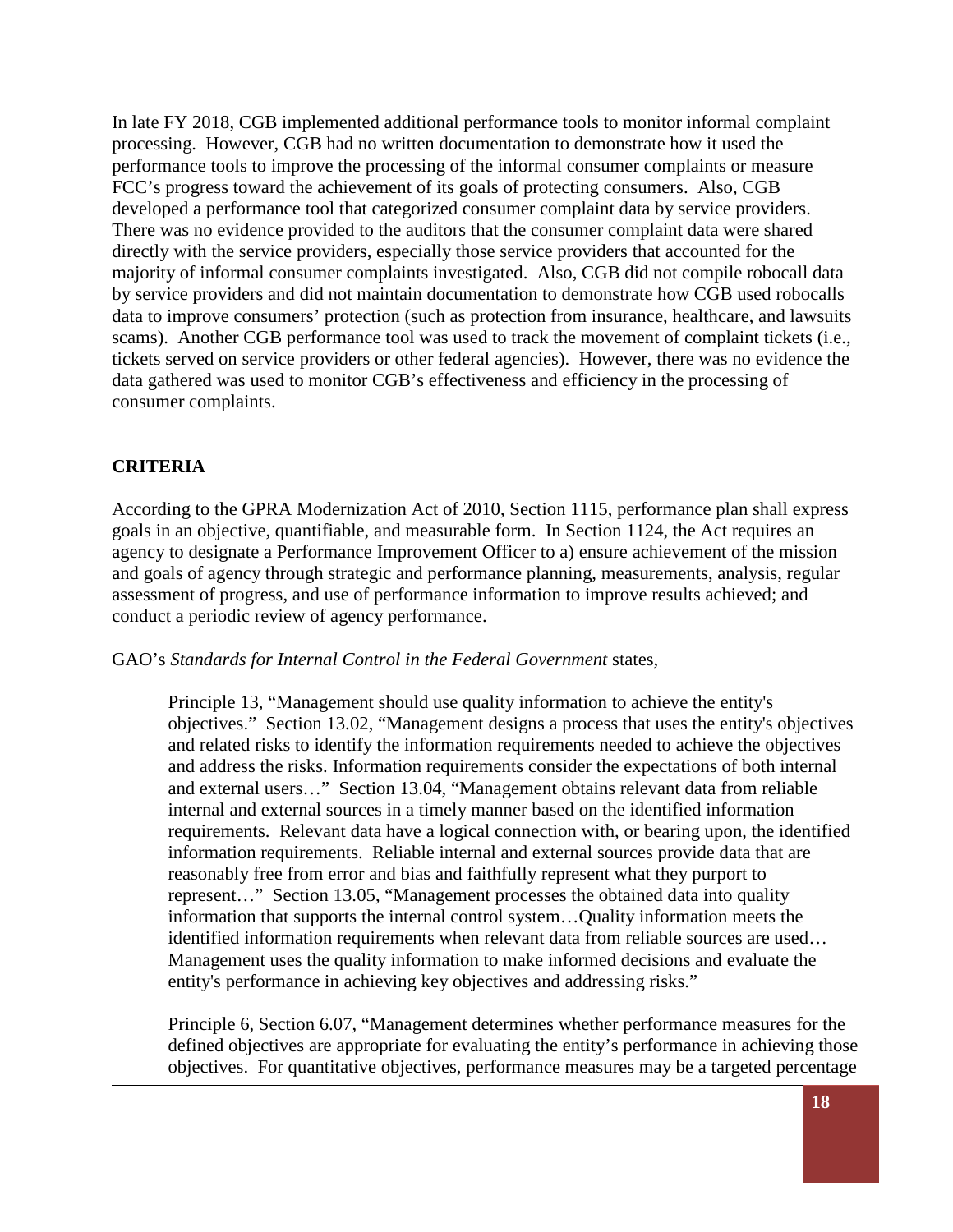In late FY 2018, CGB implemented additional performance tools to monitor informal complaint processing. However, CGB had no written documentation to demonstrate how it used the performance tools to improve the processing of the informal consumer complaints or measure FCC's progress toward the achievement of its goals of protecting consumers. Also, CGB developed a performance tool that categorized consumer complaint data by service providers. There was no evidence provided to the auditors that the consumer complaint data were shared directly with the service providers, especially those service providers that accounted for the majority of informal consumer complaints investigated. Also, CGB did not compile robocall data by service providers and did not maintain documentation to demonstrate how CGB used robocalls data to improve consumers' protection (such as protection from insurance, healthcare, and lawsuits scams). Another CGB performance tool was used to track the movement of complaint tickets (i.e., tickets served on service providers or other federal agencies). However, there was no evidence the data gathered was used to monitor CGB's effectiveness and efficiency in the processing of consumer complaints.

## CRITERIA

According to the GPRA Modernization Act of 2010, Section 1115, performance plan shall express goals in an objective, quantifiable, and measurable form. In Section 1124, the Act requires an agency to designate a Performance Improvement Officer to a) ensure achievement of the mission and goals of agency through strategic and performance planning, measurements, analysis, regular assessment of progress, and use of performance information to improve results achieved; and conduct a periodic review of agency performance.

GAO's *Standards for Internal Control in the Federal Government* states,

> Principle 13, "Management should use quality information to achieve the entity's objectives." Section 13.02, "Management designs a process that uses the entity's objectives and related risks to identify the information requirements needed to achieve the objectives and address the risks. Information requirements consider the expectations of both internal and external users…" Section 13.04, "Management obtains relevant data from reliable internal and external sources in a timely manner based on the identified information requirements. Relevant data have a logical connection with, or bearing upon, the identified information requirements. Reliable internal and external sources provide data that are reasonably free from error and bias and faithfully represent what they purport to represent…" Section 13.05, "Management processes the obtained data into quality information that supports the internal control system…Quality information meets the identified information requirements when relevant data from reliable sources are used… Management uses the quality information to make informed decisions and evaluate the entity's performance in achieving key objectives and addressing risks."
>
> Principle 6, Section 6.07, "Management determines whether performance measures for the defined objectives are appropriate for evaluating the entity's performance in achieving those objectives. For quantitative objectives, performance measures may be a targeted percentage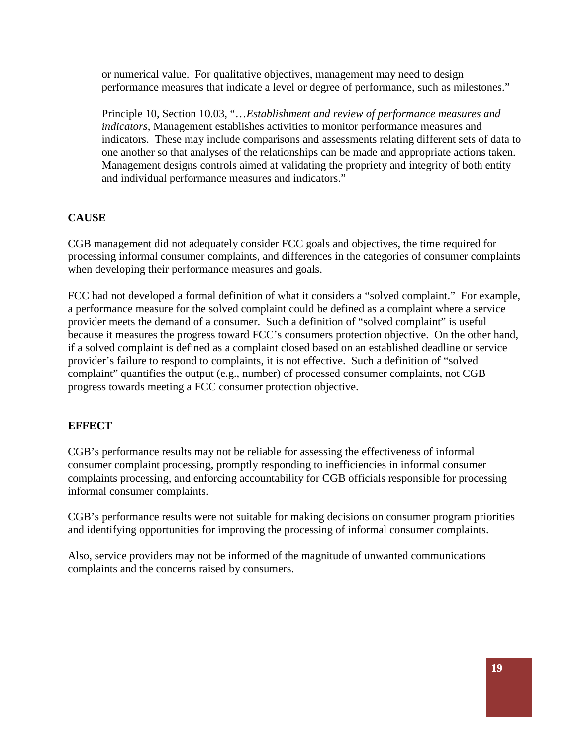or numerical value. For qualitative objectives, management may need to design performance measures that indicate a level or degree of performance, such as milestones."

Principle 10, Section 10.03, "…*Establishment and review of performance measures and indicators*, Management establishes activities to monitor performance measures and indicators. These may include comparisons and assessments relating different sets of data to one another so that analyses of the relationships can be made and appropriate actions taken. Management designs controls aimed at validating the propriety and integrity of both entity and individual performance measures and indicators."

**CAUSE**

CGB management did not adequately consider FCC goals and objectives, the time required for processing informal consumer complaints, and differences in the categories of consumer complaints when developing their performance measures and goals.

FCC had not developed a formal definition of what it considers a "solved complaint." For example, a performance measure for the solved complaint could be defined as a complaint where a service provider meets the demand of a consumer. Such a definition of "solved complaint" is useful because it measures the progress toward FCC's consumers protection objective. On the other hand, if a solved complaint is defined as a complaint closed based on an established deadline or service provider's failure to respond to complaints, it is not effective. Such a definition of "solved complaint" quantifies the output (e.g., number) of processed consumer complaints, not CGB progress towards meeting a FCC consumer protection objective.

**EFFECT**

CGB's performance results may not be reliable for assessing the effectiveness of informal consumer complaint processing, promptly responding to inefficiencies in informal consumer complaints processing, and enforcing accountability for CGB officials responsible for processing informal consumer complaints.

CGB's performance results were not suitable for making decisions on consumer program priorities and identifying opportunities for improving the processing of informal consumer complaints.

Also, service providers may not be informed of the magnitude of unwanted communications complaints and the concerns raised by consumers.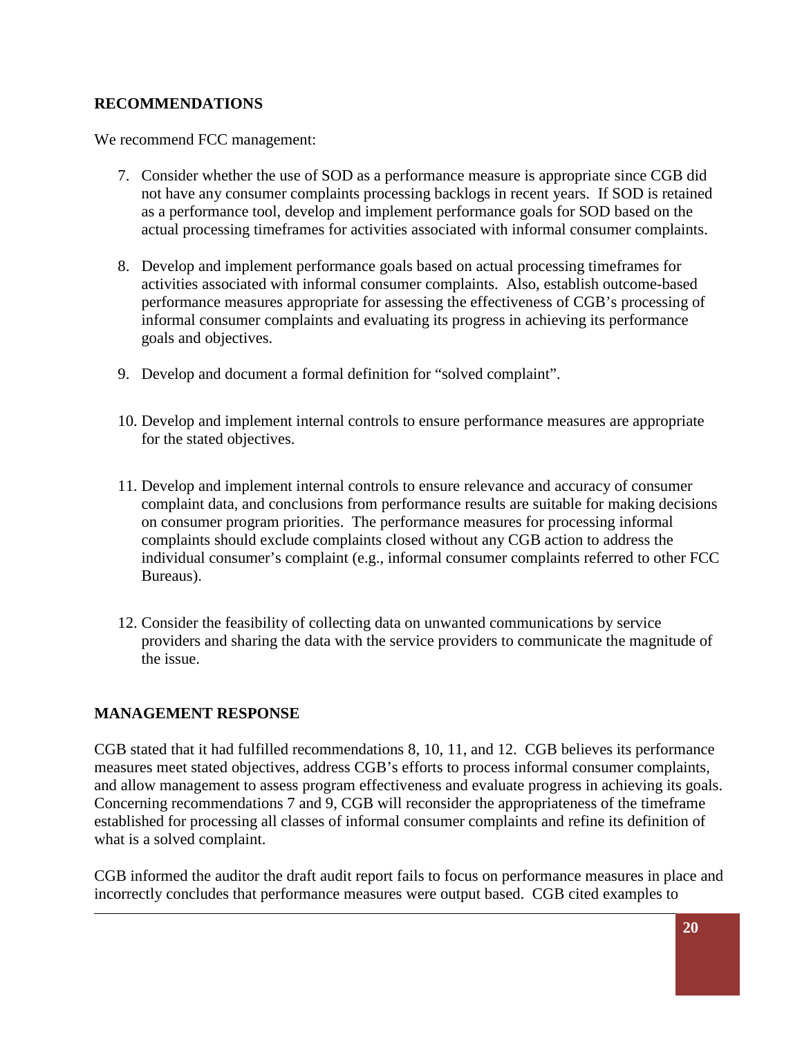## RECOMMENDATIONS

We recommend FCC management:

7. Consider whether the use of SOD as a performance measure is appropriate since CGB did not have any consumer complaints processing backlogs in recent years. If SOD is retained as a performance tool, develop and implement performance goals for SOD based on the actual processing timeframes for activities associated with informal consumer complaints.

8. Develop and implement performance goals based on actual processing timeframes for activities associated with informal consumer complaints. Also, establish outcome-based performance measures appropriate for assessing the effectiveness of CGB's processing of informal consumer complaints and evaluating its progress in achieving its performance goals and objectives.

9. Develop and document a formal definition for "solved complaint".

10. Develop and implement internal controls to ensure performance measures are appropriate for the stated objectives.

11. Develop and implement internal controls to ensure relevance and accuracy of consumer complaint data, and conclusions from performance results are suitable for making decisions on consumer program priorities. The performance measures for processing informal complaints should exclude complaints closed without any CGB action to address the individual consumer's complaint (e.g., informal consumer complaints referred to other FCC Bureaus).

12. Consider the feasibility of collecting data on unwanted communications by service providers and sharing the data with the service providers to communicate the magnitude of the issue.

## MANAGEMENT RESPONSE

CGB stated that it had fulfilled recommendations 8, 10, 11, and 12. CGB believes its performance measures meet stated objectives, address CGB's efforts to process informal consumer complaints, and allow management to assess program effectiveness and evaluate progress in achieving its goals. Concerning recommendations 7 and 9, CGB will reconsider the appropriateness of the timeframe established for processing all classes of informal consumer complaints and refine its definition of what is a solved complaint.

CGB informed the auditor the draft audit report fails to focus on performance measures in place and incorrectly concludes that performance measures were output based. CGB cited examples to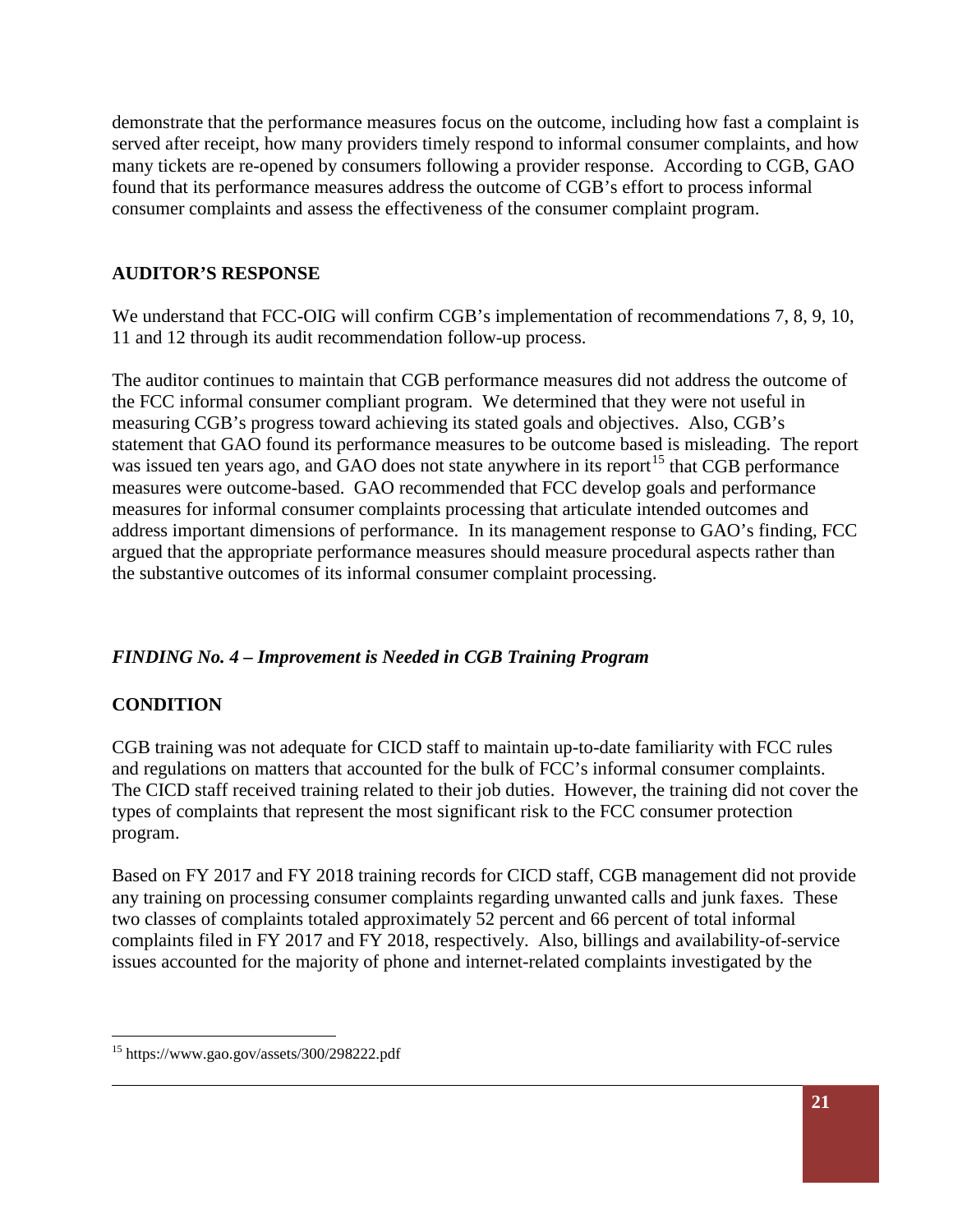demonstrate that the performance measures focus on the outcome, including how fast a complaint is served after receipt, how many providers timely respond to informal consumer complaints, and how many tickets are re-opened by consumers following a provider response. According to CGB, GAO found that its performance measures address the outcome of CGB's effort to process informal consumer complaints and assess the effectiveness of the consumer complaint program.

## AUDITOR'S RESPONSE

We understand that FCC-OIG will confirm CGB's implementation of recommendations 7, 8, 9, 10, 11 and 12 through its audit recommendation follow-up process.

The auditor continues to maintain that CGB performance measures did not address the outcome of the FCC informal consumer compliant program. We determined that they were not useful in measuring CGB's progress toward achieving its stated goals and objectives. Also, CGB's statement that GAO found its performance measures to be outcome based is misleading. The report was issued ten years ago, and GAO does not state anywhere in its report[15] that CGB performance measures were outcome-based. GAO recommended that FCC develop goals and performance measures for informal consumer complaints processing that articulate intended outcomes and address important dimensions of performance. In its management response to GAO's finding, FCC argued that the appropriate performance measures should measure procedural aspects rather than the substantive outcomes of its informal consumer complaint processing.

### *FINDING No. 4 – Improvement is Needed in CGB Training Program*

## CONDITION

CGB training was not adequate for CICD staff to maintain up-to-date familiarity with FCC rules and regulations on matters that accounted for the bulk of FCC's informal consumer complaints. The CICD staff received training related to their job duties. However, the training did not cover the types of complaints that represent the most significant risk to the FCC consumer protection program.

Based on FY 2017 and FY 2018 training records for CICD staff, CGB management did not provide any training on processing consumer complaints regarding unwanted calls and junk faxes. These two classes of complaints totaled approximately 52 percent and 66 percent of total informal complaints filed in FY 2017 and FY 2018, respectively. Also, billings and availability-of-service issues accounted for the majority of phone and internet-related complaints investigated by the

[15] https://www.gao.gov/assets/300/298222.pdf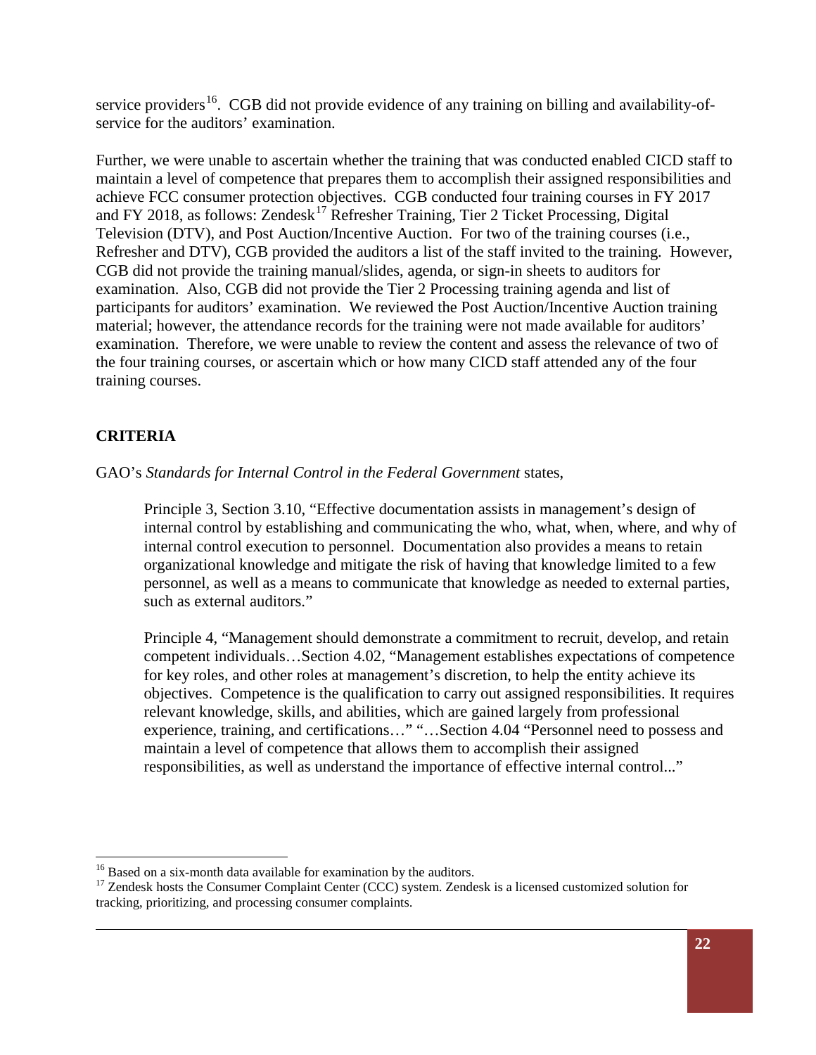service providers[16]. CGB did not provide evidence of any training on billing and availability-of-service for the auditors' examination.

Further, we were unable to ascertain whether the training that was conducted enabled CICD staff to maintain a level of competence that prepares them to accomplish their assigned responsibilities and achieve FCC consumer protection objectives. CGB conducted four training courses in FY 2017 and FY 2018, as follows: Zendesk[17] Refresher Training, Tier 2 Ticket Processing, Digital Television (DTV), and Post Auction/Incentive Auction. For two of the training courses (i.e., Refresher and DTV), CGB provided the auditors a list of the staff invited to the training. However, CGB did not provide the training manual/slides, agenda, or sign-in sheets to auditors for examination. Also, CGB did not provide the Tier 2 Processing training agenda and list of participants for auditors' examination. We reviewed the Post Auction/Incentive Auction training material; however, the attendance records for the training were not made available for auditors' examination. Therefore, we were unable to review the content and assess the relevance of two of the four training courses, or ascertain which or how many CICD staff attended any of the four training courses.

## CRITERIA

GAO's *Standards for Internal Control in the Federal Government* states,

> Principle 3, Section 3.10, "Effective documentation assists in management's design of internal control by establishing and communicating the who, what, when, where, and why of internal control execution to personnel. Documentation also provides a means to retain organizational knowledge and mitigate the risk of having that knowledge limited to a few personnel, as well as a means to communicate that knowledge as needed to external parties, such as external auditors."
>
> Principle 4, "Management should demonstrate a commitment to recruit, develop, and retain competent individuals…Section 4.02, "Management establishes expectations of competence for key roles, and other roles at management's discretion, to help the entity achieve its objectives. Competence is the qualification to carry out assigned responsibilities. It requires relevant knowledge, skills, and abilities, which are gained largely from professional experience, training, and certifications…" "…Section 4.04 "Personnel need to possess and maintain a level of competence that allows them to accomplish their assigned responsibilities, as well as understand the importance of effective internal control..."

---

[16] Based on a six-month data available for examination by the auditors.

[17] Zendesk hosts the Consumer Complaint Center (CCC) system. Zendesk is a licensed customized solution for tracking, prioritizing, and processing consumer complaints.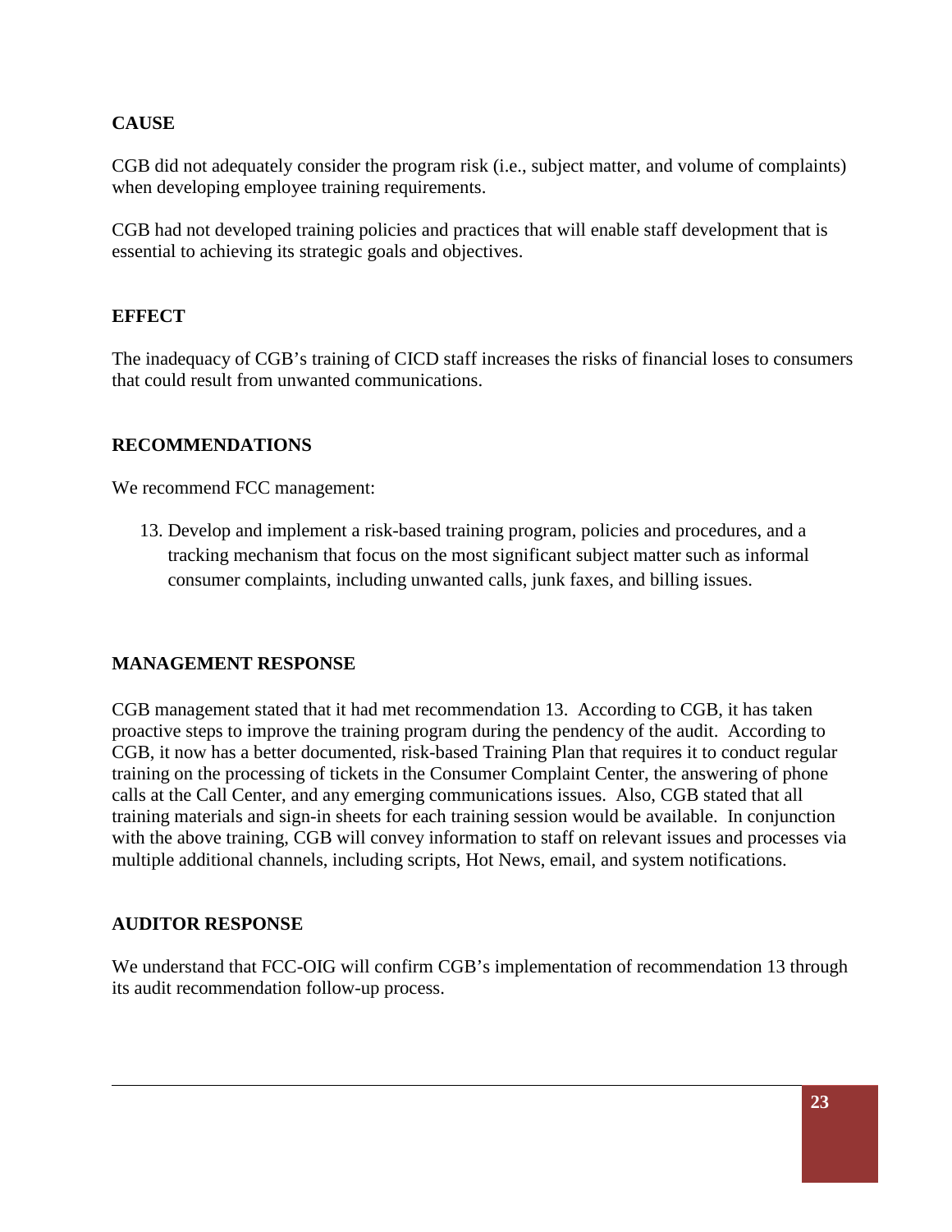## CAUSE

CGB did not adequately consider the program risk (i.e., subject matter, and volume of complaints) when developing employee training requirements.

CGB had not developed training policies and practices that will enable staff development that is essential to achieving its strategic goals and objectives.

## EFFECT

The inadequacy of CGB's training of CICD staff increases the risks of financial loses to consumers that could result from unwanted communications.

## RECOMMENDATIONS

We recommend FCC management:

13. Develop and implement a risk-based training program, policies and procedures, and a tracking mechanism that focus on the most significant subject matter such as informal consumer complaints, including unwanted calls, junk faxes, and billing issues.

## MANAGEMENT RESPONSE

CGB management stated that it had met recommendation 13. According to CGB, it has taken proactive steps to improve the training program during the pendency of the audit. According to CGB, it now has a better documented, risk-based Training Plan that requires it to conduct regular training on the processing of tickets in the Consumer Complaint Center, the answering of phone calls at the Call Center, and any emerging communications issues. Also, CGB stated that all training materials and sign-in sheets for each training session would be available. In conjunction with the above training, CGB will convey information to staff on relevant issues and processes via multiple additional channels, including scripts, Hot News, email, and system notifications.

## AUDITOR RESPONSE

We understand that FCC-OIG will confirm CGB's implementation of recommendation 13 through its audit recommendation follow-up process.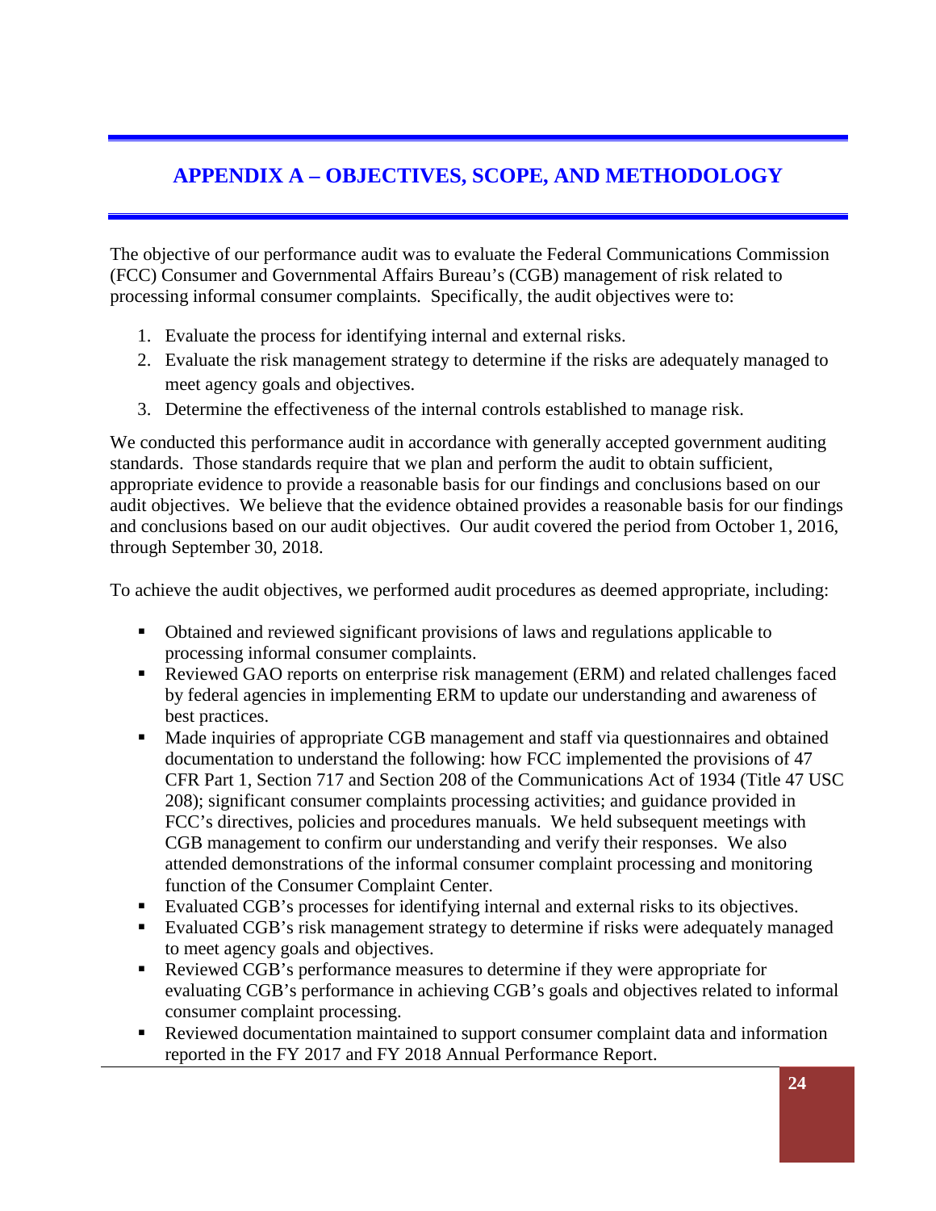# APPENDIX A – OBJECTIVES, SCOPE, AND METHODOLOGY

The objective of our performance audit was to evaluate the Federal Communications Commission (FCC) Consumer and Governmental Affairs Bureau's (CGB) management of risk related to processing informal consumer complaints. Specifically, the audit objectives were to:

1. Evaluate the process for identifying internal and external risks.
2. Evaluate the risk management strategy to determine if the risks are adequately managed to meet agency goals and objectives.
3. Determine the effectiveness of the internal controls established to manage risk.

We conducted this performance audit in accordance with generally accepted government auditing standards. Those standards require that we plan and perform the audit to obtain sufficient, appropriate evidence to provide a reasonable basis for our findings and conclusions based on our audit objectives. We believe that the evidence obtained provides a reasonable basis for our findings and conclusions based on our audit objectives. Our audit covered the period from October 1, 2016, through September 30, 2018.

To achieve the audit objectives, we performed audit procedures as deemed appropriate, including:

- Obtained and reviewed significant provisions of laws and regulations applicable to processing informal consumer complaints.
- Reviewed GAO reports on enterprise risk management (ERM) and related challenges faced by federal agencies in implementing ERM to update our understanding and awareness of best practices.
- Made inquiries of appropriate CGB management and staff via questionnaires and obtained documentation to understand the following: how FCC implemented the provisions of 47 CFR Part 1, Section 717 and Section 208 of the Communications Act of 1934 (Title 47 USC 208); significant consumer complaints processing activities; and guidance provided in FCC's directives, policies and procedures manuals. We held subsequent meetings with CGB management to confirm our understanding and verify their responses. We also attended demonstrations of the informal consumer complaint processing and monitoring function of the Consumer Complaint Center.
- Evaluated CGB's processes for identifying internal and external risks to its objectives.
- Evaluated CGB's risk management strategy to determine if risks were adequately managed to meet agency goals and objectives.
- Reviewed CGB's performance measures to determine if they were appropriate for evaluating CGB's performance in achieving CGB's goals and objectives related to informal consumer complaint processing.
- Reviewed documentation maintained to support consumer complaint data and information reported in the FY 2017 and FY 2018 Annual Performance Report.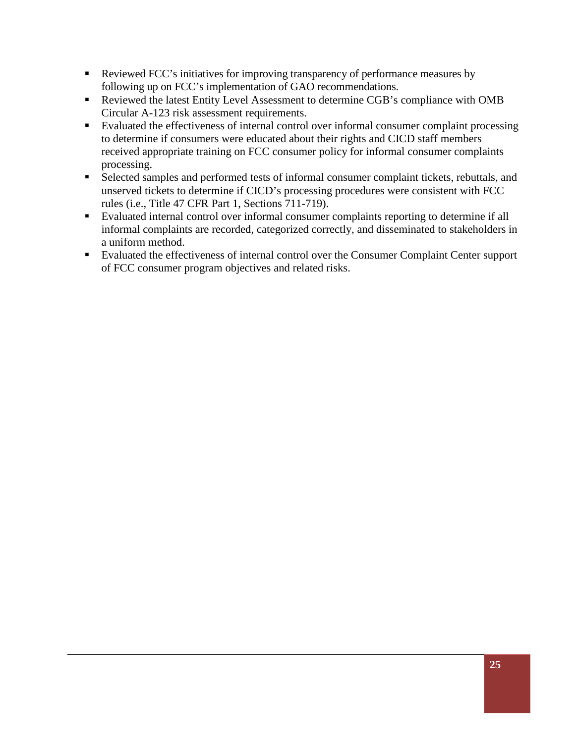- Reviewed FCC's initiatives for improving transparency of performance measures by following up on FCC's implementation of GAO recommendations.
- Reviewed the latest Entity Level Assessment to determine CGB's compliance with OMB Circular A-123 risk assessment requirements.
- Evaluated the effectiveness of internal control over informal consumer complaint processing to determine if consumers were educated about their rights and CICD staff members received appropriate training on FCC consumer policy for informal consumer complaints processing.
- Selected samples and performed tests of informal consumer complaint tickets, rebuttals, and unserved tickets to determine if CICD's processing procedures were consistent with FCC rules (i.e., Title 47 CFR Part 1, Sections 711-719).
- Evaluated internal control over informal consumer complaints reporting to determine if all informal complaints are recorded, categorized correctly, and disseminated to stakeholders in a uniform method.
- Evaluated the effectiveness of internal control over the Consumer Complaint Center support of FCC consumer program objectives and related risks.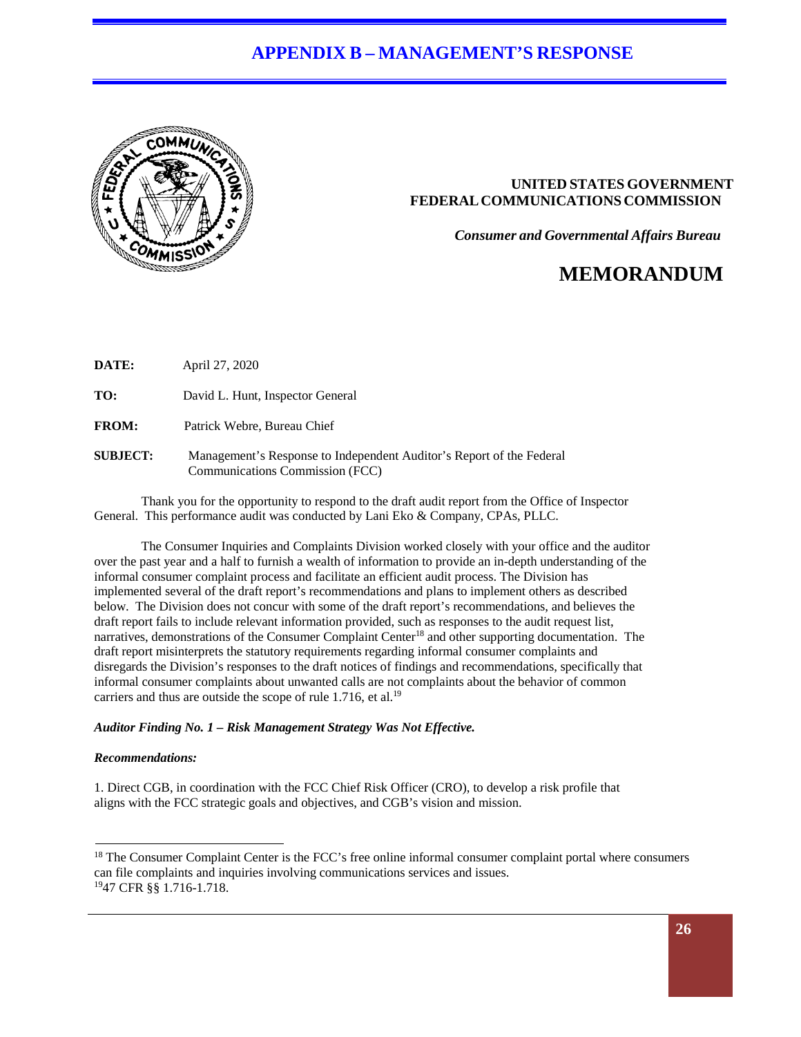# APPENDIX B – MANAGEMENT'S RESPONSE

**UNITED STATES GOVERNMENT**
**FEDERAL COMMUNICATIONS COMMISSION**

***Consumer and Governmental Affairs Bureau***

## MEMORANDUM

**DATE:** April 27, 2020

**TO:** David L. Hunt, Inspector General

**FROM:** Patrick Webre, Bureau Chief

**SUBJECT:** Management's Response to Independent Auditor's Report of the Federal Communications Commission (FCC)

Thank you for the opportunity to respond to the draft audit report from the Office of Inspector General. This performance audit was conducted by Lani Eko & Company, CPAs, PLLC.

The Consumer Inquiries and Complaints Division worked closely with your office and the auditor over the past year and a half to furnish a wealth of information to provide an in-depth understanding of the informal consumer complaint process and facilitate an efficient audit process. The Division has implemented several of the draft report's recommendations and plans to implement others as described below. The Division does not concur with some of the draft report's recommendations, and believes the draft report fails to include relevant information provided, such as responses to the audit request list, narratives, demonstrations of the Consumer Complaint Center[18] and other supporting documentation. The draft report misinterprets the statutory requirements regarding informal consumer complaints and disregards the Division's responses to the draft notices of findings and recommendations, specifically that informal consumer complaints about unwanted calls are not complaints about the behavior of common carriers and thus are outside the scope of rule 1.716, et al.[19]

***Auditor Finding No. 1 – Risk Management Strategy Was Not Effective.***

***Recommendations:***

1. Direct CGB, in coordination with the FCC Chief Risk Officer (CRO), to develop a risk profile that aligns with the FCC strategic goals and objectives, and CGB's vision and mission.

---

[18] The Consumer Complaint Center is the FCC's free online informal consumer complaint portal where consumers can file complaints and inquiries involving communications services and issues.

[19] 47 CFR §§ 1.716-1.718.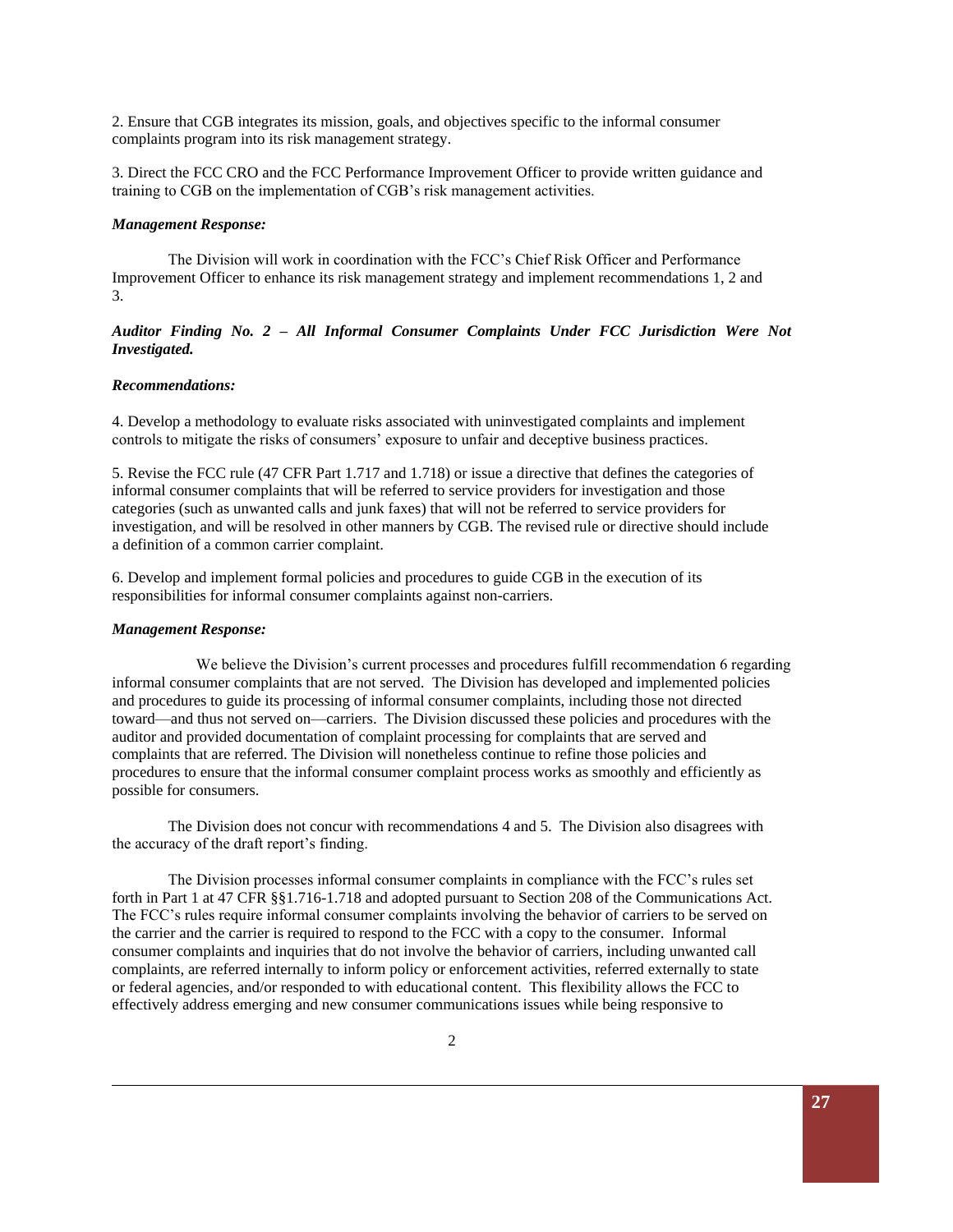2. Ensure that CGB integrates its mission, goals, and objectives specific to the informal consumer complaints program into its risk management strategy.

3. Direct the FCC CRO and the FCC Performance Improvement Officer to provide written guidance and training to CGB on the implementation of CGB's risk management activities.

***Management Response:***

The Division will work in coordination with the FCC's Chief Risk Officer and Performance Improvement Officer to enhance its risk management strategy and implement recommendations 1, 2 and 3.

***Auditor Finding No. 2 – All Informal Consumer Complaints Under FCC Jurisdiction Were Not Investigated.***

***Recommendations:***

4. Develop a methodology to evaluate risks associated with uninvestigated complaints and implement controls to mitigate the risks of consumers' exposure to unfair and deceptive business practices.

5. Revise the FCC rule (47 CFR Part 1.717 and 1.718) or issue a directive that defines the categories of informal consumer complaints that will be referred to service providers for investigation and those categories (such as unwanted calls and junk faxes) that will not be referred to service providers for investigation, and will be resolved in other manners by CGB. The revised rule or directive should include a definition of a common carrier complaint.

6. Develop and implement formal policies and procedures to guide CGB in the execution of its responsibilities for informal consumer complaints against non-carriers.

***Management Response:***

We believe the Division's current processes and procedures fulfill recommendation 6 regarding informal consumer complaints that are not served. The Division has developed and implemented policies and procedures to guide its processing of informal consumer complaints, including those not directed toward—and thus not served on—carriers. The Division discussed these policies and procedures with the auditor and provided documentation of complaint processing for complaints that are served and complaints that are referred. The Division will nonetheless continue to refine those policies and procedures to ensure that the informal consumer complaint process works as smoothly and efficiently as possible for consumers.

The Division does not concur with recommendations 4 and 5. The Division also disagrees with the accuracy of the draft report's finding.

The Division processes informal consumer complaints in compliance with the FCC's rules set forth in Part 1 at 47 CFR §§1.716-1.718 and adopted pursuant to Section 208 of the Communications Act. The FCC's rules require informal consumer complaints involving the behavior of carriers to be served on the carrier and the carrier is required to respond to the FCC with a copy to the consumer. Informal consumer complaints and inquiries that do not involve the behavior of carriers, including unwanted call complaints, are referred internally to inform policy or enforcement activities, referred externally to state or federal agencies, and/or responded to with educational content. This flexibility allows the FCC to effectively address emerging and new consumer communications issues while being responsive to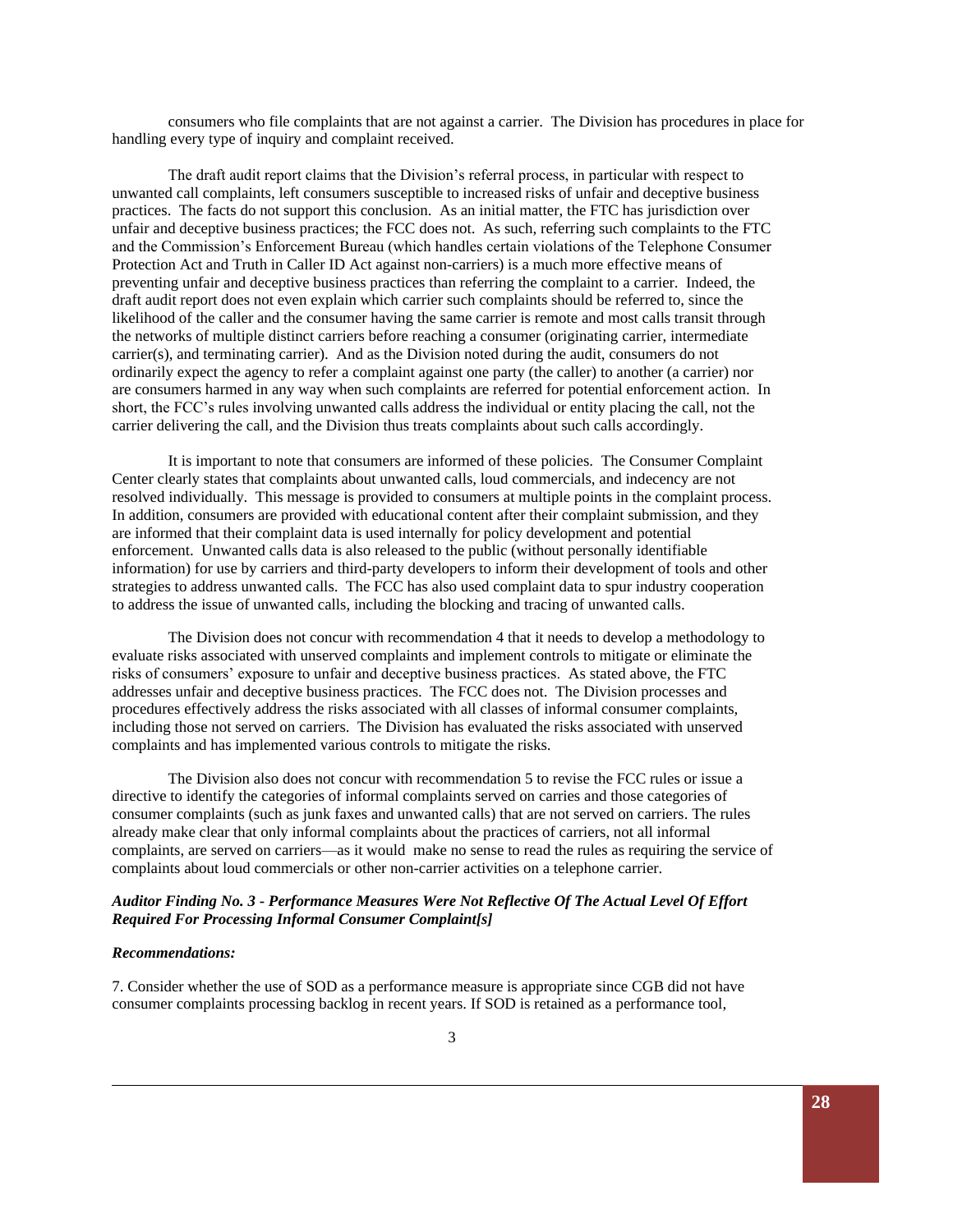consumers who file complaints that are not against a carrier. The Division has procedures in place for handling every type of inquiry and complaint received.

The draft audit report claims that the Division's referral process, in particular with respect to unwanted call complaints, left consumers susceptible to increased risks of unfair and deceptive business practices. The facts do not support this conclusion. As an initial matter, the FTC has jurisdiction over unfair and deceptive business practices; the FCC does not. As such, referring such complaints to the FTC and the Commission's Enforcement Bureau (which handles certain violations of the Telephone Consumer Protection Act and Truth in Caller ID Act against non-carriers) is a much more effective means of preventing unfair and deceptive business practices than referring the complaint to a carrier. Indeed, the draft audit report does not even explain which carrier such complaints should be referred to, since the likelihood of the caller and the consumer having the same carrier is remote and most calls transit through the networks of multiple distinct carriers before reaching a consumer (originating carrier, intermediate carrier(s), and terminating carrier). And as the Division noted during the audit, consumers do not ordinarily expect the agency to refer a complaint against one party (the caller) to another (a carrier) nor are consumers harmed in any way when such complaints are referred for potential enforcement action. In short, the FCC's rules involving unwanted calls address the individual or entity placing the call, not the carrier delivering the call, and the Division thus treats complaints about such calls accordingly.

It is important to note that consumers are informed of these policies. The Consumer Complaint Center clearly states that complaints about unwanted calls, loud commercials, and indecency are not resolved individually. This message is provided to consumers at multiple points in the complaint process. In addition, consumers are provided with educational content after their complaint submission, and they are informed that their complaint data is used internally for policy development and potential enforcement. Unwanted calls data is also released to the public (without personally identifiable information) for use by carriers and third-party developers to inform their development of tools and other strategies to address unwanted calls. The FCC has also used complaint data to spur industry cooperation to address the issue of unwanted calls, including the blocking and tracing of unwanted calls.

The Division does not concur with recommendation 4 that it needs to develop a methodology to evaluate risks associated with unserved complaints and implement controls to mitigate or eliminate the risks of consumers' exposure to unfair and deceptive business practices. As stated above, the FTC addresses unfair and deceptive business practices. The FCC does not. The Division processes and procedures effectively address the risks associated with all classes of informal consumer complaints, including those not served on carriers. The Division has evaluated the risks associated with unserved complaints and has implemented various controls to mitigate the risks.

The Division also does not concur with recommendation 5 to revise the FCC rules or issue a directive to identify the categories of informal complaints served on carries and those categories of consumer complaints (such as junk faxes and unwanted calls) that are not served on carriers. The rules already make clear that only informal complaints about the practices of carriers, not all informal complaints, are served on carriers—as it would make no sense to read the rules as requiring the service of complaints about loud commercials or other non-carrier activities on a telephone carrier.

***Auditor Finding No. 3 - Performance Measures Were Not Reflective Of The Actual Level Of Effort Required For Processing Informal Consumer Complaint[s]***

***Recommendations:***

7. Consider whether the use of SOD as a performance measure is appropriate since CGB did not have consumer complaints processing backlog in recent years. If SOD is retained as a performance tool,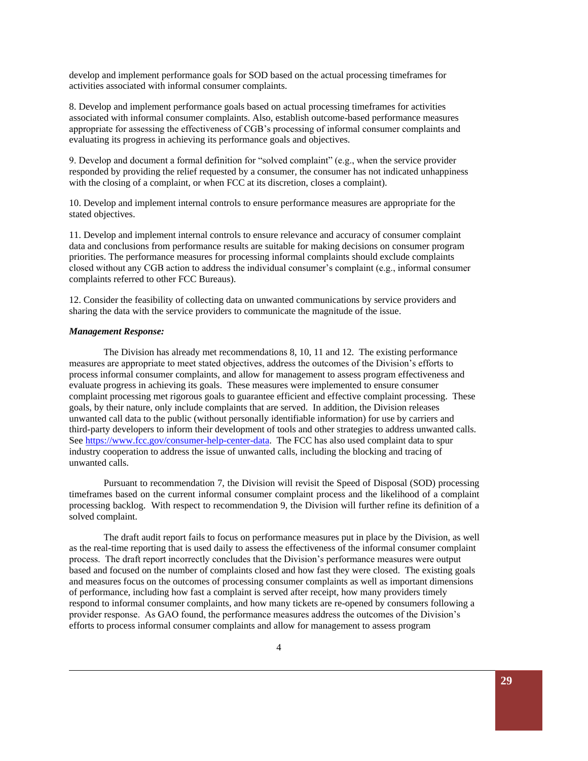develop and implement performance goals for SOD based on the actual processing timeframes for activities associated with informal consumer complaints.

8. Develop and implement performance goals based on actual processing timeframes for activities associated with informal consumer complaints. Also, establish outcome-based performance measures appropriate for assessing the effectiveness of CGB's processing of informal consumer complaints and evaluating its progress in achieving its performance goals and objectives.

9. Develop and document a formal definition for "solved complaint" (e.g., when the service provider responded by providing the relief requested by a consumer, the consumer has not indicated unhappiness with the closing of a complaint, or when FCC at its discretion, closes a complaint).

10. Develop and implement internal controls to ensure performance measures are appropriate for the stated objectives.

11. Develop and implement internal controls to ensure relevance and accuracy of consumer complaint data and conclusions from performance results are suitable for making decisions on consumer program priorities. The performance measures for processing informal complaints should exclude complaints closed without any CGB action to address the individual consumer's complaint (e.g., informal consumer complaints referred to other FCC Bureaus).

12. Consider the feasibility of collecting data on unwanted communications by service providers and sharing the data with the service providers to communicate the magnitude of the issue.

***Management Response:***

The Division has already met recommendations 8, 10, 11 and 12. The existing performance measures are appropriate to meet stated objectives, address the outcomes of the Division's efforts to process informal consumer complaints, and allow for management to assess program effectiveness and evaluate progress in achieving its goals. These measures were implemented to ensure consumer complaint processing met rigorous goals to guarantee efficient and effective complaint processing. These goals, by their nature, only include complaints that are served. In addition, the Division releases unwanted call data to the public (without personally identifiable information) for use by carriers and third-party developers to inform their development of tools and other strategies to address unwanted calls. See https://www.fcc.gov/consumer-help-center-data. The FCC has also used complaint data to spur industry cooperation to address the issue of unwanted calls, including the blocking and tracing of unwanted calls.

Pursuant to recommendation 7, the Division will revisit the Speed of Disposal (SOD) processing timeframes based on the current informal consumer complaint process and the likelihood of a complaint processing backlog. With respect to recommendation 9, the Division will further refine its definition of a solved complaint.

The draft audit report fails to focus on performance measures put in place by the Division, as well as the real-time reporting that is used daily to assess the effectiveness of the informal consumer complaint process. The draft report incorrectly concludes that the Division's performance measures were output based and focused on the number of complaints closed and how fast they were closed. The existing goals and measures focus on the outcomes of processing consumer complaints as well as important dimensions of performance, including how fast a complaint is served after receipt, how many providers timely respond to informal consumer complaints, and how many tickets are re-opened by consumers following a provider response. As GAO found, the performance measures address the outcomes of the Division's efforts to process informal consumer complaints and allow for management to assess program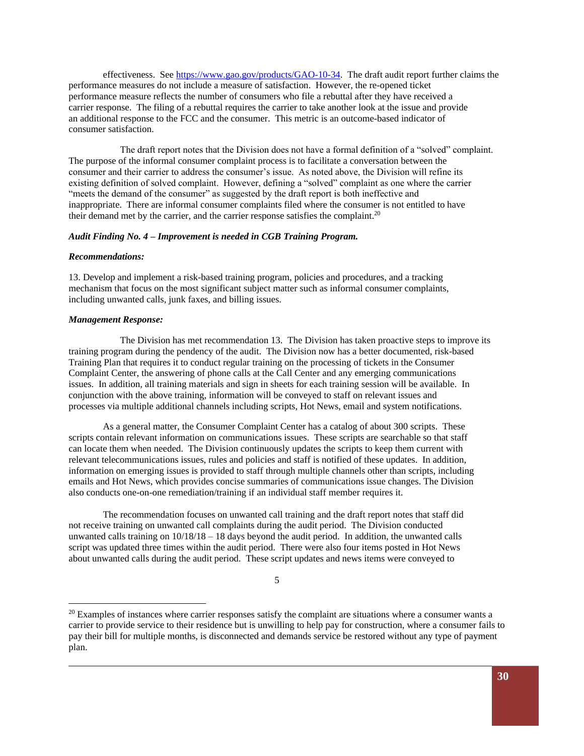effectiveness. See https://www.gao.gov/products/GAO-10-34. The draft audit report further claims the performance measures do not include a measure of satisfaction. However, the re-opened ticket performance measure reflects the number of consumers who file a rebuttal after they have received a carrier response. The filing of a rebuttal requires the carrier to take another look at the issue and provide an additional response to the FCC and the consumer. This metric is an outcome-based indicator of consumer satisfaction.

The draft report notes that the Division does not have a formal definition of a "solved" complaint. The purpose of the informal consumer complaint process is to facilitate a conversation between the consumer and their carrier to address the consumer's issue. As noted above, the Division will refine its existing definition of solved complaint. However, defining a "solved" complaint as one where the carrier "meets the demand of the consumer" as suggested by the draft report is both ineffective and inappropriate. There are informal consumer complaints filed where the consumer is not entitled to have their demand met by the carrier, and the carrier response satisfies the complaint.[20]

***Audit Finding No. 4 – Improvement is needed in CGB Training Program.***

***Recommendations:***

13. Develop and implement a risk-based training program, policies and procedures, and a tracking mechanism that focus on the most significant subject matter such as informal consumer complaints, including unwanted calls, junk faxes, and billing issues.

***Management Response:***

The Division has met recommendation 13. The Division has taken proactive steps to improve its training program during the pendency of the audit. The Division now has a better documented, risk-based Training Plan that requires it to conduct regular training on the processing of tickets in the Consumer Complaint Center, the answering of phone calls at the Call Center and any emerging communications issues. In addition, all training materials and sign in sheets for each training session will be available. In conjunction with the above training, information will be conveyed to staff on relevant issues and processes via multiple additional channels including scripts, Hot News, email and system notifications.

As a general matter, the Consumer Complaint Center has a catalog of about 300 scripts. These scripts contain relevant information on communications issues. These scripts are searchable so that staff can locate them when needed. The Division continuously updates the scripts to keep them current with relevant telecommunications issues, rules and policies and staff is notified of these updates. In addition, information on emerging issues is provided to staff through multiple channels other than scripts, including emails and Hot News, which provides concise summaries of communications issue changes. The Division also conducts one-on-one remediation/training if an individual staff member requires it.

The recommendation focuses on unwanted call training and the draft report notes that staff did not receive training on unwanted call complaints during the audit period. The Division conducted unwanted calls training on 10/18/18 – 18 days beyond the audit period. In addition, the unwanted calls script was updated three times within the audit period. There were also four items posted in Hot News about unwanted calls during the audit period. These script updates and news items were conveyed to

[20] Examples of instances where carrier responses satisfy the complaint are situations where a consumer wants a carrier to provide service to their residence but is unwilling to help pay for construction, where a consumer fails to pay their bill for multiple months, is disconnected and demands service be restored without any type of payment plan.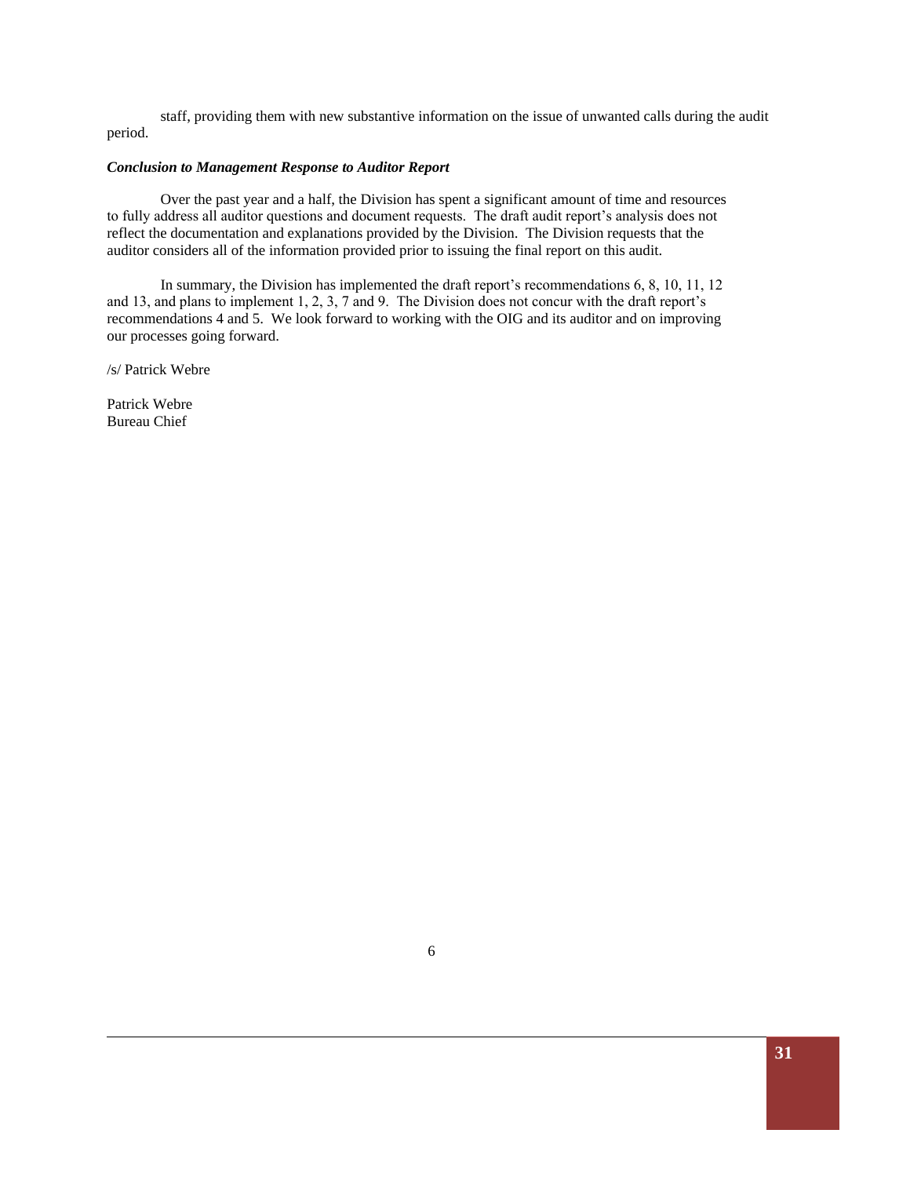staff, providing them with new substantive information on the issue of unwanted calls during the audit period.

***Conclusion to Management Response to Auditor Report***

Over the past year and a half, the Division has spent a significant amount of time and resources to fully address all auditor questions and document requests. The draft audit report's analysis does not reflect the documentation and explanations provided by the Division. The Division requests that the auditor considers all of the information provided prior to issuing the final report on this audit.

In summary, the Division has implemented the draft report's recommendations 6, 8, 10, 11, 12 and 13, and plans to implement 1, 2, 3, 7 and 9. The Division does not concur with the draft report's recommendations 4 and 5. We look forward to working with the OIG and its auditor and on improving our processes going forward.

/s/ Patrick Webre

Patrick Webre
Bureau Chief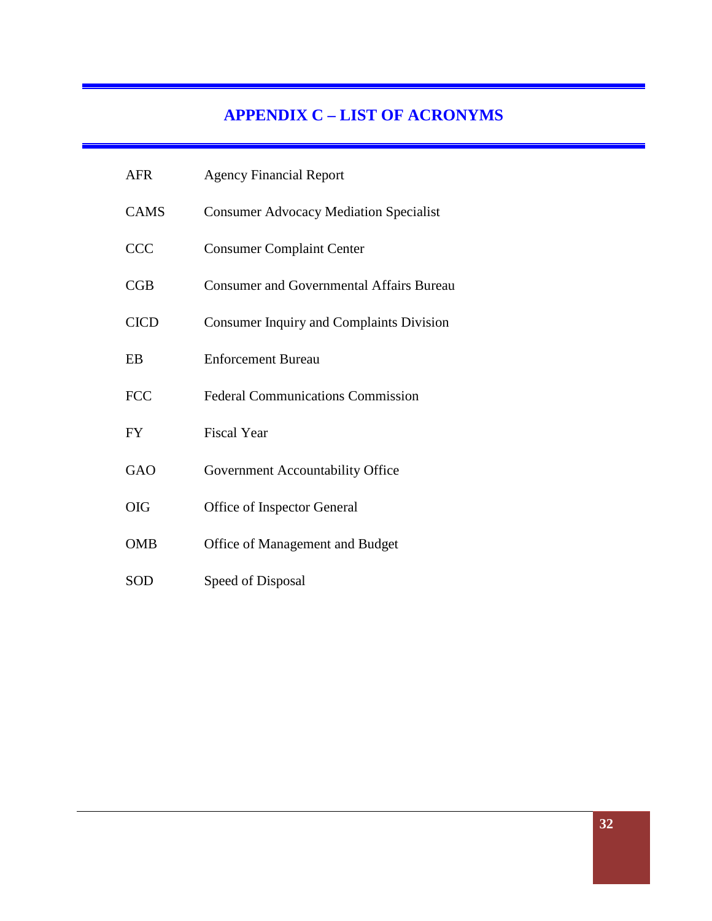## APPENDIX C – LIST OF ACRONYMS

| | |
|---|---|
| AFR | Agency Financial Report |
| CAMS | Consumer Advocacy Mediation Specialist |
| CCC | Consumer Complaint Center |
| CGB | Consumer and Governmental Affairs Bureau |
| CICD | Consumer Inquiry and Complaints Division |
| EB | Enforcement Bureau |
| FCC | Federal Communications Commission |
| FY | Fiscal Year |
| GAO | Government Accountability Office |
| OIG | Office of Inspector General |
| OMB | Office of Management and Budget |
| SOD | Speed of Disposal |